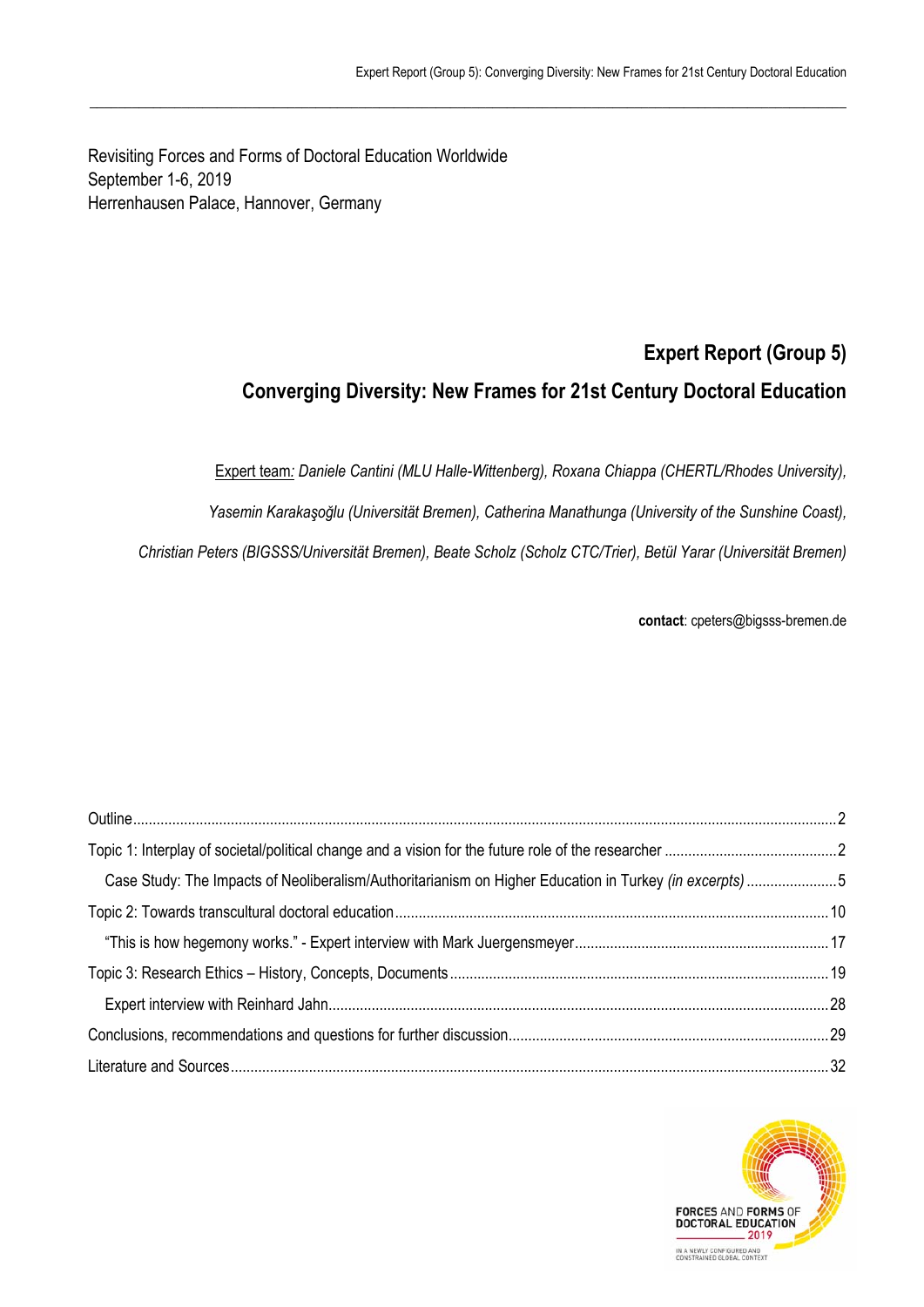Revisiting Forces and Forms of Doctoral Education Worldwide
September 1-6, 2019
Herrenhausen Palace, Hannover, Germany

# Expert Report (Group 5)

# Converging Diversity: New Frames for 21st Century Doctoral Education

Expert team: *Daniele Cantini (MLU Halle-Wittenberg), Roxana Chiappa (CHERTL/Rhodes University), Yasemin Karakaşoğlu (Universität Bremen), Catherina Manathunga (University of the Sunshine Coast), Christian Peters (BIGSSS/Universität Bremen), Beate Scholz (Scholz CTC/Trier), Betül Yarar (Universität Bremen)*

**contact**: cpeters@bigsss-bremen.de

Outline .......... 2

Topic 1: Interplay of societal/political change and a vision for the future role of the researcher .......... 2

- Case Study: The Impacts of Neoliberalism/Authoritarianism on Higher Education in Turkey *(in excerpts)* .......... 5

Topic 2: Towards transcultural doctoral education .......... 10

- "This is how hegemony works." - Expert interview with Mark Juergensmeyer .......... 17

Topic 3: Research Ethics – History, Concepts, Documents .......... 19

- Expert interview with Reinhard Jahn .......... 28

Conclusions, recommendations and questions for further discussion .......... 29

Literature and Sources .......... 32

FORCES AND FORMS OF DOCTORAL EDUCATION 2019
IN A NEWLY CONFIGURED AND CONSTRAINED GLOBAL CONTEXT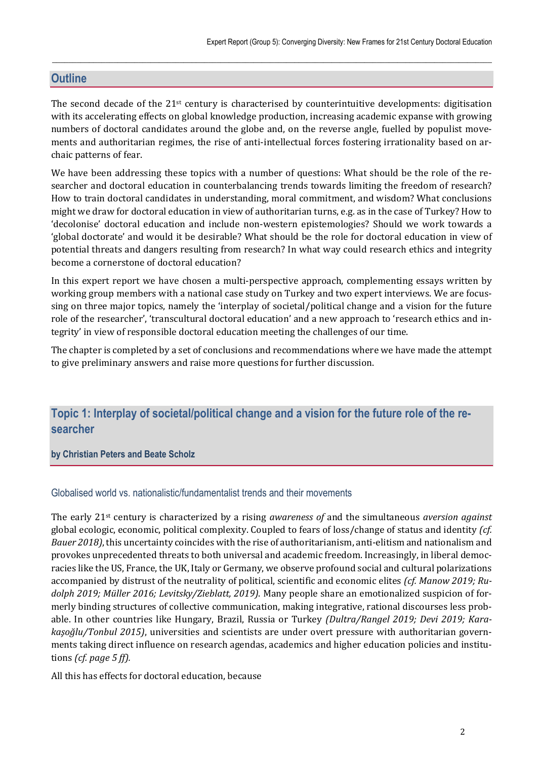## Outline

The second decade of the 21st century is characterised by counterintuitive developments: digitisation with its accelerating effects on global knowledge production, increasing academic expanse with growing numbers of doctoral candidates around the globe and, on the reverse angle, fuelled by populist movements and authoritarian regimes, the rise of anti-intellectual forces fostering irrationality based on archaic patterns of fear.

We have been addressing these topics with a number of questions: What should be the role of the researcher and doctoral education in counterbalancing trends towards limiting the freedom of research? How to train doctoral candidates in understanding, moral commitment, and wisdom? What conclusions might we draw for doctoral education in view of authoritarian turns, e.g. as in the case of Turkey? How to 'decolonise' doctoral education and include non-western epistemologies? Should we work towards a 'global doctorate' and would it be desirable? What should be the role for doctoral education in view of potential threats and dangers resulting from research? In what way could research ethics and integrity become a cornerstone of doctoral education?

In this expert report we have chosen a multi-perspective approach, complementing essays written by working group members with a national case study on Turkey and two expert interviews. We are focussing on three major topics, namely the 'interplay of societal/political change and a vision for the future role of the researcher', 'transcultural doctoral education' and a new approach to 'research ethics and integrity' in view of responsible doctoral education meeting the challenges of our time.

The chapter is completed by a set of conclusions and recommendations where we have made the attempt to give preliminary answers and raise more questions for further discussion.

## Topic 1: Interplay of societal/political change and a vision for the future role of the researcher

**by Christian Peters and Beate Scholz**

### Globalised world vs. nationalistic/fundamentalist trends and their movements

The early 21st century is characterized by a rising *awareness of* and the simultaneous *aversion against* global ecologic, economic, political complexity. Coupled to fears of loss/change of status and identity *(cf. Bauer 2018)*, this uncertainty coincides with the rise of authoritarianism, anti-elitism and nationalism and provokes unprecedented threats to both universal and academic freedom. Increasingly, in liberal democracies like the US, France, the UK, Italy or Germany, we observe profound social and cultural polarizations accompanied by distrust of the neutrality of political, scientific and economic elites *(cf. Manow 2019; Rudolph 2019; Müller 2016; Levitsky/Zieblatt, 2019)*. Many people share an emotionalized suspicion of formerly binding structures of collective communication, making integrative, rational discourses less probable. In other countries like Hungary, Brazil, Russia or Turkey *(Dultra/Rangel 2019; Devi 2019; Karakaşoğlu/Tonbul 2015)*, universities and scientists are under overt pressure with authoritarian governments taking direct influence on research agendas, academics and higher education policies and institutions *(cf. page 5 ff)*.

All this has effects for doctoral education, because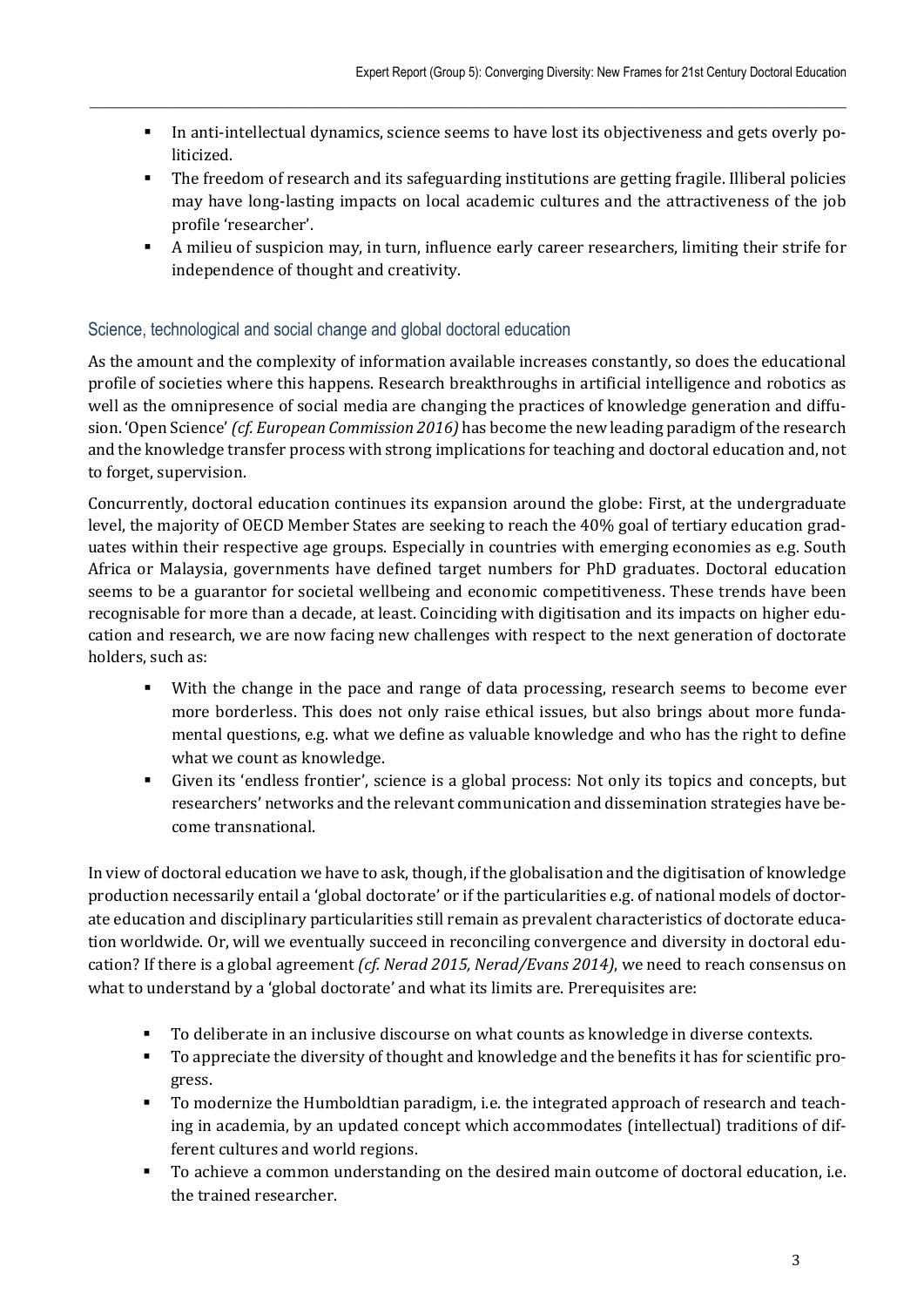- In anti-intellectual dynamics, science seems to have lost its objectiveness and gets overly politicized.
- The freedom of research and its safeguarding institutions are getting fragile. Illiberal policies may have long-lasting impacts on local academic cultures and the attractiveness of the job profile 'researcher'.
- A milieu of suspicion may, in turn, influence early career researchers, limiting their strife for independence of thought and creativity.

## Science, technological and social change and global doctoral education

As the amount and the complexity of information available increases constantly, so does the educational profile of societies where this happens. Research breakthroughs in artificial intelligence and robotics as well as the omnipresence of social media are changing the practices of knowledge generation and diffusion. 'Open Science' *(cf. European Commission 2016)* has become the new leading paradigm of the research and the knowledge transfer process with strong implications for teaching and doctoral education and, not to forget, supervision.

Concurrently, doctoral education continues its expansion around the globe: First, at the undergraduate level, the majority of OECD Member States are seeking to reach the 40% goal of tertiary education graduates within their respective age groups. Especially in countries with emerging economies as e.g. South Africa or Malaysia, governments have defined target numbers for PhD graduates. Doctoral education seems to be a guarantor for societal wellbeing and economic competitiveness. These trends have been recognisable for more than a decade, at least. Coinciding with digitisation and its impacts on higher education and research, we are now facing new challenges with respect to the next generation of doctorate holders, such as:

- With the change in the pace and range of data processing, research seems to become ever more borderless. This does not only raise ethical issues, but also brings about more fundamental questions, e.g. what we define as valuable knowledge and who has the right to define what we count as knowledge.
- Given its 'endless frontier', science is a global process: Not only its topics and concepts, but researchers' networks and the relevant communication and dissemination strategies have become transnational.

In view of doctoral education we have to ask, though, if the globalisation and the digitisation of knowledge production necessarily entail a 'global doctorate' or if the particularities e.g. of national models of doctorate education and disciplinary particularities still remain as prevalent characteristics of doctorate education worldwide. Or, will we eventually succeed in reconciling convergence and diversity in doctoral education? If there is a global agreement *(cf. Nerad 2015, Nerad/Evans 2014)*, we need to reach consensus on what to understand by a 'global doctorate' and what its limits are. Prerequisites are:

- To deliberate in an inclusive discourse on what counts as knowledge in diverse contexts.
- To appreciate the diversity of thought and knowledge and the benefits it has for scientific progress.
- To modernize the Humboldtian paradigm, i.e. the integrated approach of research and teaching in academia, by an updated concept which accommodates (intellectual) traditions of different cultures and world regions.
- To achieve a common understanding on the desired main outcome of doctoral education, i.e. the trained researcher.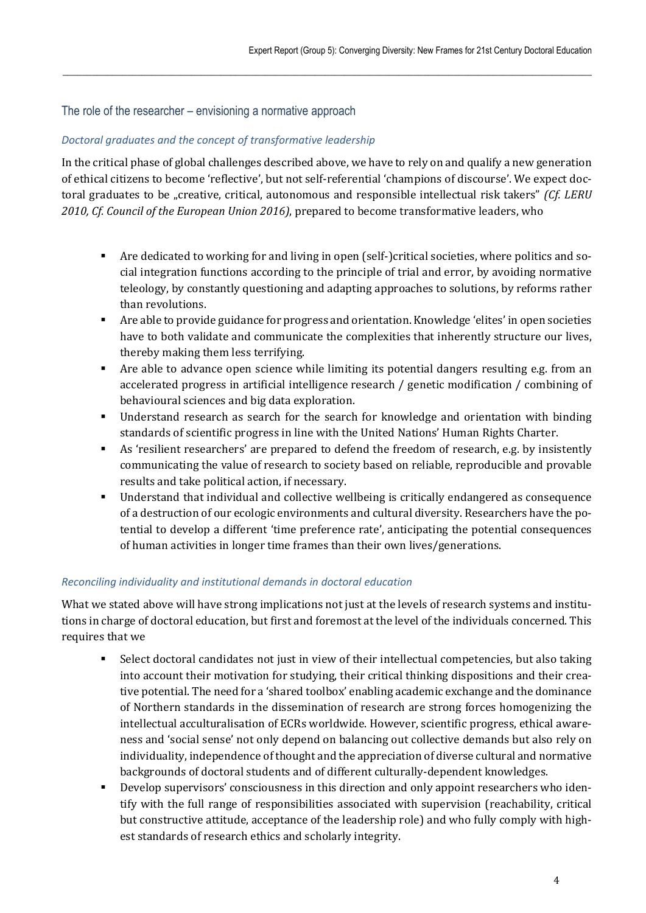## The role of the researcher – envisioning a normative approach

### *Doctoral graduates and the concept of transformative leadership*

In the critical phase of global challenges described above, we have to rely on and qualify a new generation of ethical citizens to become 'reflective', but not self-referential 'champions of discourse'. We expect doctoral graduates to be „creative, critical, autonomous and responsible intellectual risk takers" *(Cf. LERU 2010, Cf. Council of the European Union 2016)*, prepared to become transformative leaders, who

- Are dedicated to working for and living in open (self-)critical societies, where politics and social integration functions according to the principle of trial and error, by avoiding normative teleology, by constantly questioning and adapting approaches to solutions, by reforms rather than revolutions.
- Are able to provide guidance for progress and orientation. Knowledge 'elites' in open societies have to both validate and communicate the complexities that inherently structure our lives, thereby making them less terrifying.
- Are able to advance open science while limiting its potential dangers resulting e.g. from an accelerated progress in artificial intelligence research / genetic modification / combining of behavioural sciences and big data exploration.
- Understand research as search for the search for knowledge and orientation with binding standards of scientific progress in line with the United Nations' Human Rights Charter.
- As 'resilient researchers' are prepared to defend the freedom of research, e.g. by insistently communicating the value of research to society based on reliable, reproducible and provable results and take political action, if necessary.
- Understand that individual and collective wellbeing is critically endangered as consequence of a destruction of our ecologic environments and cultural diversity. Researchers have the potential to develop a different 'time preference rate', anticipating the potential consequences of human activities in longer time frames than their own lives/generations.

### *Reconciling individuality and institutional demands in doctoral education*

What we stated above will have strong implications not just at the levels of research systems and institutions in charge of doctoral education, but first and foremost at the level of the individuals concerned. This requires that we

- Select doctoral candidates not just in view of their intellectual competencies, but also taking into account their motivation for studying, their critical thinking dispositions and their creative potential. The need for a 'shared toolbox' enabling academic exchange and the dominance of Northern standards in the dissemination of research are strong forces homogenizing the intellectual acculturalisation of ECRs worldwide. However, scientific progress, ethical awareness and 'social sense' not only depend on balancing out collective demands but also rely on individuality, independence of thought and the appreciation of diverse cultural and normative backgrounds of doctoral students and of different culturally-dependent knowledges.
- Develop supervisors' consciousness in this direction and only appoint researchers who identify with the full range of responsibilities associated with supervision (reachability, critical but constructive attitude, acceptance of the leadership role) and who fully comply with highest standards of research ethics and scholarly integrity.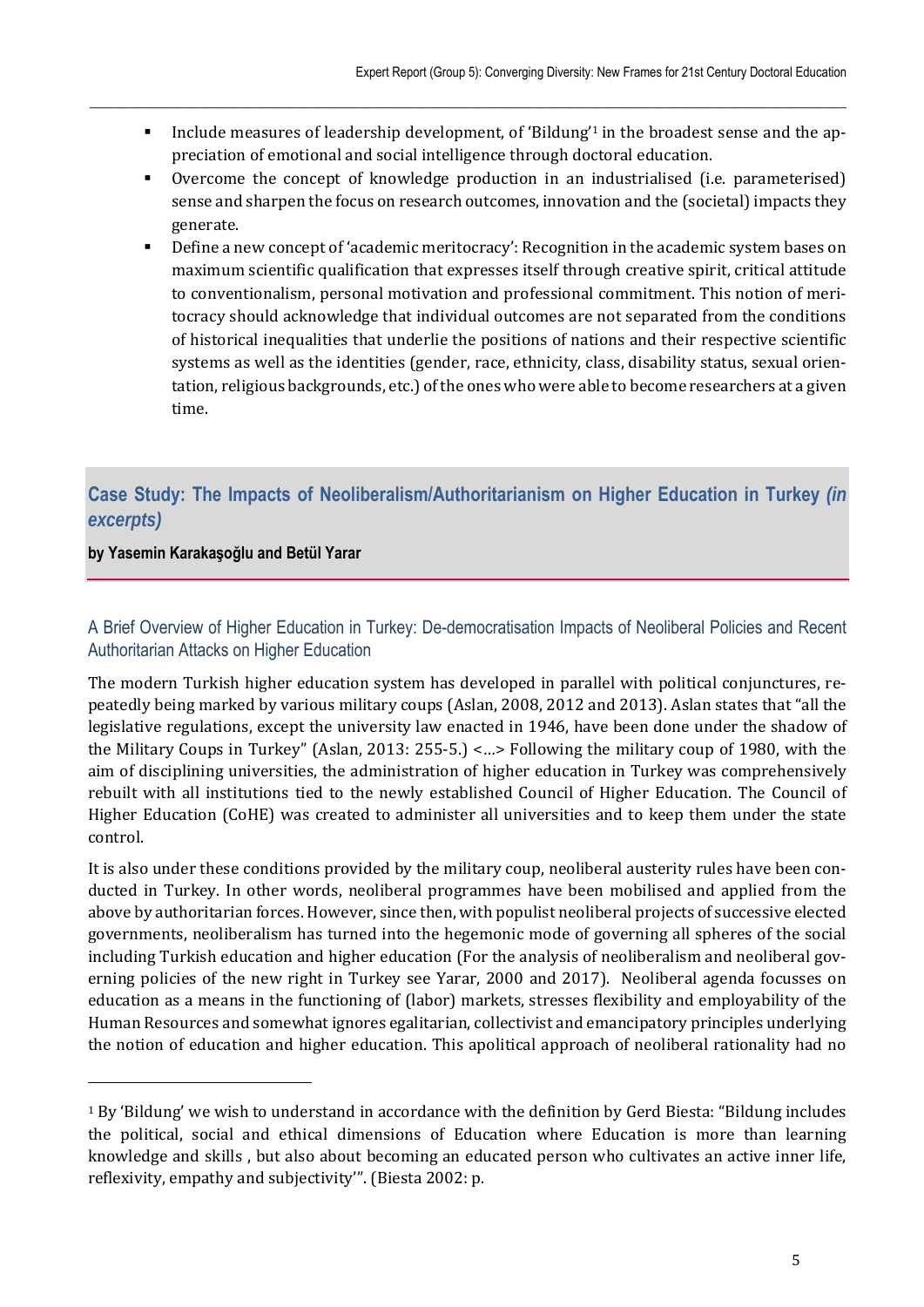- Include measures of leadership development, of 'Bildung'[1] in the broadest sense and the appreciation of emotional and social intelligence through doctoral education.
- Overcome the concept of knowledge production in an industrialised (i.e. parameterised) sense and sharpen the focus on research outcomes, innovation and the (societal) impacts they generate.
- Define a new concept of 'academic meritocracy': Recognition in the academic system bases on maximum scientific qualification that expresses itself through creative spirit, critical attitude to conventionalism, personal motivation and professional commitment. This notion of meritocracy should acknowledge that individual outcomes are not separated from the conditions of historical inequalities that underlie the positions of nations and their respective scientific systems as well as the identities (gender, race, ethnicity, class, disability status, sexual orientation, religious backgrounds, etc.) of the ones who were able to become researchers at a given time.

## Case Study: The Impacts of Neoliberalism/Authoritarianism on Higher Education in Turkey *(in excerpts)*

**by Yasemin Karakaşoğlu and Betül Yarar**

### A Brief Overview of Higher Education in Turkey: De-democratisation Impacts of Neoliberal Policies and Recent Authoritarian Attacks on Higher Education

The modern Turkish higher education system has developed in parallel with political conjunctures, repeatedly being marked by various military coups (Aslan, 2008, 2012 and 2013). Aslan states that "all the legislative regulations, except the university law enacted in 1946, have been done under the shadow of the Military Coups in Turkey" (Aslan, 2013: 255-5.) <...> Following the military coup of 1980, with the aim of disciplining universities, the administration of higher education in Turkey was comprehensively rebuilt with all institutions tied to the newly established Council of Higher Education. The Council of Higher Education (CoHE) was created to administer all universities and to keep them under the state control.

It is also under these conditions provided by the military coup, neoliberal austerity rules have been conducted in Turkey. In other words, neoliberal programmes have been mobilised and applied from the above by authoritarian forces. However, since then, with populist neoliberal projects of successive elected governments, neoliberalism has turned into the hegemonic mode of governing all spheres of the social including Turkish education and higher education (For the analysis of neoliberalism and neoliberal governing policies of the new right in Turkey see Yarar, 2000 and 2017). Neoliberal agenda focusses on education as a means in the functioning of (labor) markets, stresses flexibility and employability of the Human Resources and somewhat ignores egalitarian, collectivist and emancipatory principles underlying the notion of education and higher education. This apolitical approach of neoliberal rationality had no

[1] By 'Bildung' we wish to understand in accordance with the definition by Gerd Biesta: "Bildung includes the political, social and ethical dimensions of Education where Education is more than learning knowledge and skills , but also about becoming an educated person who cultivates an active inner life, reflexivity, empathy and subjectivity'". (Biesta 2002: p.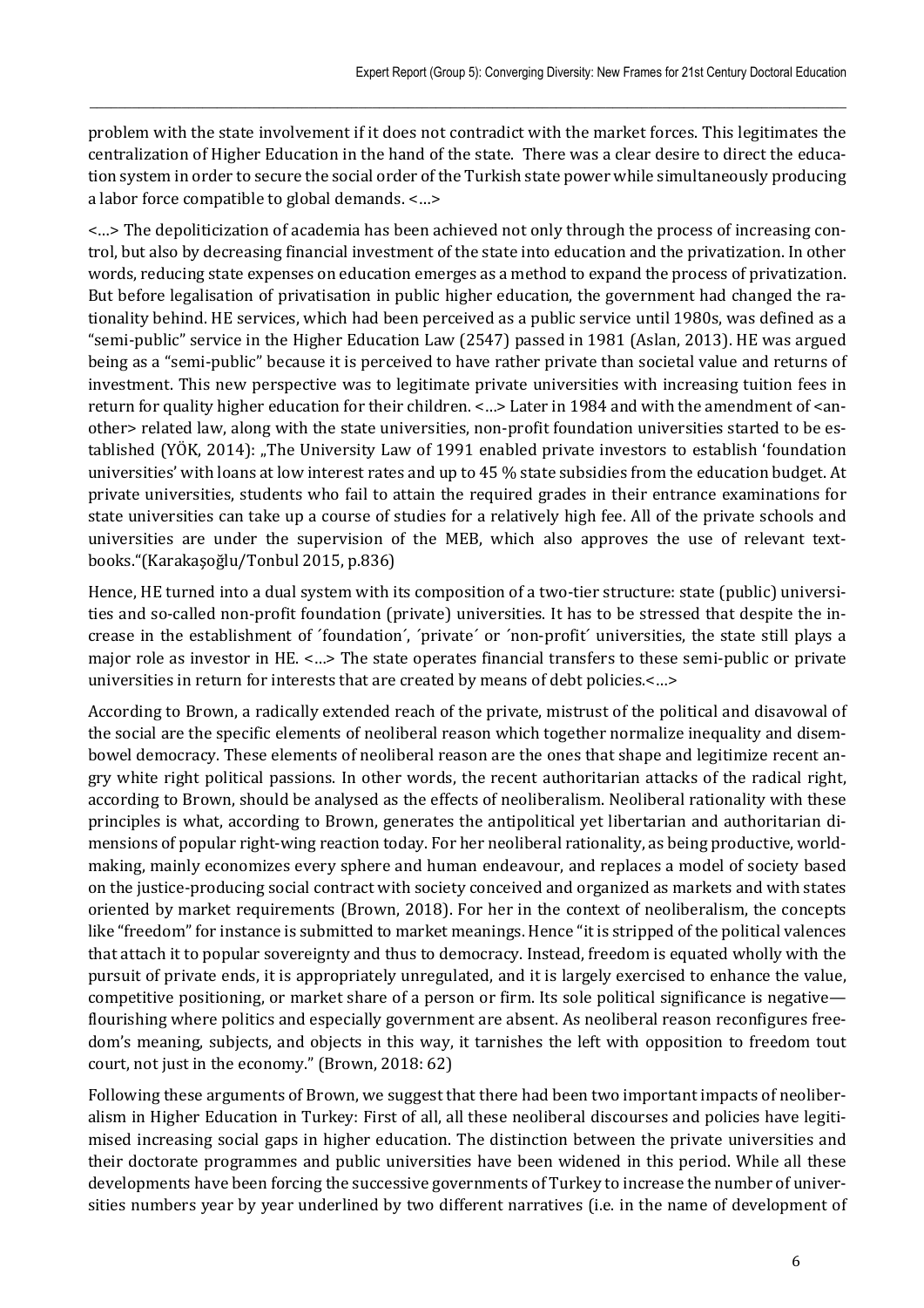problem with the state involvement if it does not contradict with the market forces. This legitimates the centralization of Higher Education in the hand of the state. There was a clear desire to direct the education system in order to secure the social order of the Turkish state power while simultaneously producing a labor force compatible to global demands. <…>

<…> The depoliticization of academia has been achieved not only through the process of increasing control, but also by decreasing financial investment of the state into education and the privatization. In other words, reducing state expenses on education emerges as a method to expand the process of privatization. But before legalisation of privatisation in public higher education, the government had changed the rationality behind. HE services, which had been perceived as a public service until 1980s, was defined as a "semi-public" service in the Higher Education Law (2547) passed in 1981 (Aslan, 2013). HE was argued being as a "semi-public" because it is perceived to have rather private than societal value and returns of investment. This new perspective was to legitimate private universities with increasing tuition fees in return for quality higher education for their children. <…> Later in 1984 and with the amendment of <another> related law, along with the state universities, non-profit foundation universities started to be established (YÖK, 2014): „The University Law of 1991 enabled private investors to establish 'foundation universities' with loans at low interest rates and up to 45 % state subsidies from the education budget. At private universities, students who fail to attain the required grades in their entrance examinations for state universities can take up a course of studies for a relatively high fee. All of the private schools and universities are under the supervision of the MEB, which also approves the use of relevant textbooks."(Karakaşoğlu/Tonbul 2015, p.836)

Hence, HE turned into a dual system with its composition of a two-tier structure: state (public) universities and so-called non-profit foundation (private) universities. It has to be stressed that despite the increase in the establishment of ´foundation´, ´private´ or ´non-profit´ universities, the state still plays a major role as investor in HE. <…> The state operates financial transfers to these semi-public or private universities in return for interests that are created by means of debt policies.<…>

According to Brown, a radically extended reach of the private, mistrust of the political and disavowal of the social are the specific elements of neoliberal reason which together normalize inequality and disembowel democracy. These elements of neoliberal reason are the ones that shape and legitimize recent angry white right political passions. In other words, the recent authoritarian attacks of the radical right, according to Brown, should be analysed as the effects of neoliberalism. Neoliberal rationality with these principles is what, according to Brown, generates the antipolitical yet libertarian and authoritarian dimensions of popular right-wing reaction today. For her neoliberal rationality, as being productive, world-making, mainly economizes every sphere and human endeavour, and replaces a model of society based on the justice-producing social contract with society conceived and organized as markets and with states oriented by market requirements (Brown, 2018). For her in the context of neoliberalism, the concepts like "freedom" for instance is submitted to market meanings. Hence "it is stripped of the political valences that attach it to popular sovereignty and thus to democracy. Instead, freedom is equated wholly with the pursuit of private ends, it is appropriately unregulated, and it is largely exercised to enhance the value, competitive positioning, or market share of a person or firm. Its sole political significance is negative—flourishing where politics and especially government are absent. As neoliberal reason reconfigures freedom's meaning, subjects, and objects in this way, it tarnishes the left with opposition to freedom tout court, not just in the economy." (Brown, 2018: 62)

Following these arguments of Brown, we suggest that there had been two important impacts of neoliberalism in Higher Education in Turkey: First of all, all these neoliberal discourses and policies have legitimised increasing social gaps in higher education. The distinction between the private universities and their doctorate programmes and public universities have been widened in this period. While all these developments have been forcing the successive governments of Turkey to increase the number of universities numbers year by year underlined by two different narratives (i.e. in the name of development of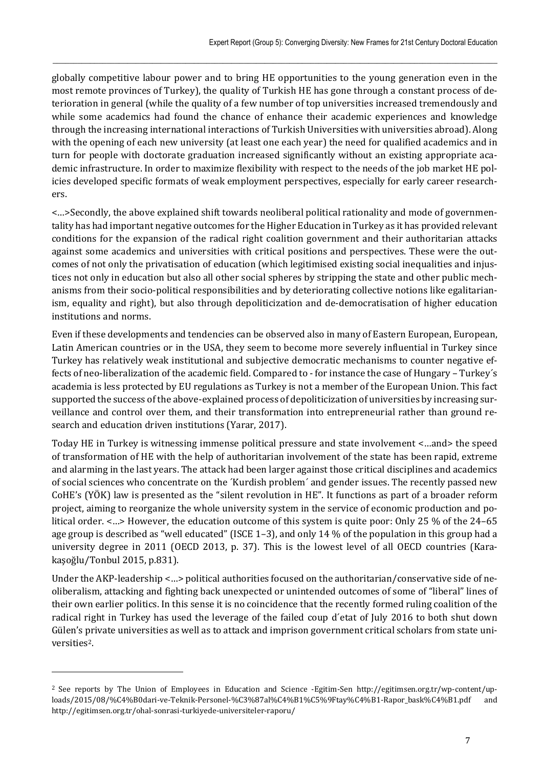globally competitive labour power and to bring HE opportunities to the young generation even in the most remote provinces of Turkey), the quality of Turkish HE has gone through a constant process of deterioration in general (while the quality of a few number of top universities increased tremendously and while some academics had found the chance of enhance their academic experiences and knowledge through the increasing international interactions of Turkish Universities with universities abroad). Along with the opening of each new university (at least one each year) the need for qualified academics and in turn for people with doctorate graduation increased significantly without an existing appropriate academic infrastructure. In order to maximize flexibility with respect to the needs of the job market HE policies developed specific formats of weak employment perspectives, especially for early career researchers.

<…>Secondly, the above explained shift towards neoliberal political rationality and mode of governmentality has had important negative outcomes for the Higher Education in Turkey as it has provided relevant conditions for the expansion of the radical right coalition government and their authoritarian attacks against some academics and universities with critical positions and perspectives. These were the outcomes of not only the privatisation of education (which legitimised existing social inequalities and injustices not only in education but also all other social spheres by stripping the state and other public mechanisms from their socio-political responsibilities and by deteriorating collective notions like egalitarianism, equality and right), but also through depoliticization and de-democratisation of higher education institutions and norms.

Even if these developments and tendencies can be observed also in many of Eastern European, European, Latin American countries or in the USA, they seem to become more severely influential in Turkey since Turkey has relatively weak institutional and subjective democratic mechanisms to counter negative effects of neo-liberalization of the academic field. Compared to - for instance the case of Hungary – Turkey´s academia is less protected by EU regulations as Turkey is not a member of the European Union. This fact supported the success of the above-explained process of depoliticization of universities by increasing surveillance and control over them, and their transformation into entrepreneurial rather than ground research and education driven institutions (Yarar, 2017).

Today HE in Turkey is witnessing immense political pressure and state involvement <…and> the speed of transformation of HE with the help of authoritarian involvement of the state has been rapid, extreme and alarming in the last years. The attack had been larger against those critical disciplines and academics of social sciences who concentrate on the ´Kurdish problem´ and gender issues. The recently passed new CoHE's (YÖK) law is presented as the "silent revolution in HE". It functions as part of a broader reform project, aiming to reorganize the whole university system in the service of economic production and political order. <…> However, the education outcome of this system is quite poor: Only 25 % of the 24–65 age group is described as "well educated" (ISCE 1–3), and only 14 % of the population in this group had a university degree in 2011 (OECD 2013, p. 37). This is the lowest level of all OECD countries (Karakaşoğlu/Tonbul 2015, p.831).

Under the AKP-leadership <…> political authorities focused on the authoritarian/conservative side of neoliberalism, attacking and fighting back unexpected or unintended outcomes of some of "liberal" lines of their own earlier politics. In this sense it is no coincidence that the recently formed ruling coalition of the radical right in Turkey has used the leverage of the failed coup d´etat of July 2016 to both shut down Gülen's private universities as well as to attack and imprison government critical scholars from state universities[2].

---

[2] See reports by The Union of Employees in Education and Science -Egitim-Sen http://egitimsen.org.tr/wp-content/uploads/2015/08/%C4%B0dari-ve-Teknik-Personel-%C3%87al%C4%B1%C5%9Ftay%C4%B1-Rapor_bask%C4%B1.pdf and http://egitimsen.org.tr/ohal-sonrasi-turkiyede-universiteler-raporu/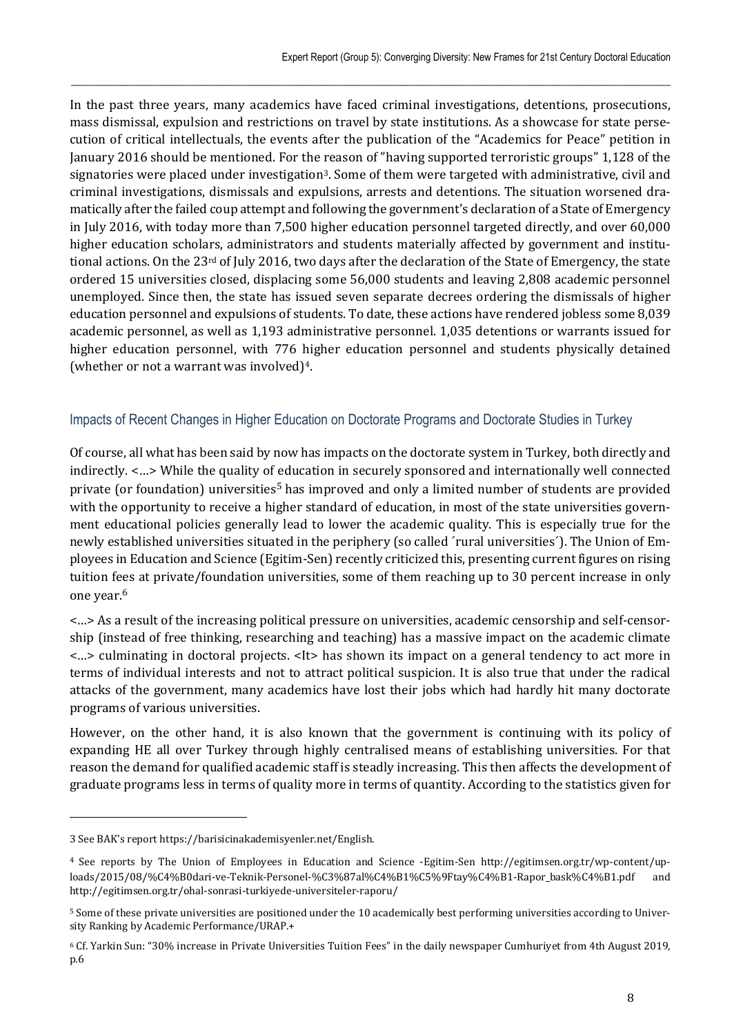In the past three years, many academics have faced criminal investigations, detentions, prosecutions, mass dismissal, expulsion and restrictions on travel by state institutions. As a showcase for state persecution of critical intellectuals, the events after the publication of the "Academics for Peace" petition in January 2016 should be mentioned. For the reason of "having supported terroristic groups" 1,128 of the signatories were placed under investigation[3]. Some of them were targeted with administrative, civil and criminal investigations, dismissals and expulsions, arrests and detentions. The situation worsened dramatically after the failed coup attempt and following the government's declaration of a State of Emergency in July 2016, with today more than 7,500 higher education personnel targeted directly, and over 60,000 higher education scholars, administrators and students materially affected by government and institutional actions. On the 23rd of July 2016, two days after the declaration of the State of Emergency, the state ordered 15 universities closed, displacing some 56,000 students and leaving 2,808 academic personnel unemployed. Since then, the state has issued seven separate decrees ordering the dismissals of higher education personnel and expulsions of students. To date, these actions have rendered jobless some 8,039 academic personnel, as well as 1,193 administrative personnel. 1,035 detentions or warrants issued for higher education personnel, with 776 higher education personnel and students physically detained (whether or not a warrant was involved)[4].

### Impacts of Recent Changes in Higher Education on Doctorate Programs and Doctorate Studies in Turkey

Of course, all what has been said by now has impacts on the doctorate system in Turkey, both directly and indirectly. <…> While the quality of education in securely sponsored and internationally well connected private (or foundation) universities[5] has improved and only a limited number of students are provided with the opportunity to receive a higher standard of education, in most of the state universities government educational policies generally lead to lower the academic quality. This is especially true for the newly established universities situated in the periphery (so called ´rural universities´). The Union of Employees in Education and Science (Egitim-Sen) recently criticized this, presenting current figures on rising tuition fees at private/foundation universities, some of them reaching up to 30 percent increase in only one year.[6]

<…> As a result of the increasing political pressure on universities, academic censorship and self-censorship (instead of free thinking, researching and teaching) has a massive impact on the academic climate <…> culminating in doctoral projects. <It> has shown its impact on a general tendency to act more in terms of individual interests and not to attract political suspicion. It is also true that under the radical attacks of the government, many academics have lost their jobs which had hardly hit many doctorate programs of various universities.

However, on the other hand, it is also known that the government is continuing with its policy of expanding HE all over Turkey through highly centralised means of establishing universities. For that reason the demand for qualified academic staff is steadily increasing. This then affects the development of graduate programs less in terms of quality more in terms of quantity. According to the statistics given for

---

3 See BAK's report https://barisicinakademisyenler.net/English.

4 See reports by The Union of Employees in Education and Science -Egitim-Sen http://egitimsen.org.tr/wp-content/uploads/2015/08/%C4%B0dari-ve-Teknik-Personel-%C3%87al%C4%B1%C5%9Ftay%C4%B1-Rapor_bask%C4%B1.pdf and http://egitimsen.org.tr/ohal-sonrasi-turkiyede-universiteler-raporu/

5 Some of these private universities are positioned under the 10 academically best performing universities according to University Ranking by Academic Performance/URAP.+

6 Cf. Yarkin Sun: "30% increase in Private Universities Tuition Fees" in the daily newspaper Cumhuriyet from 4th August 2019, p.6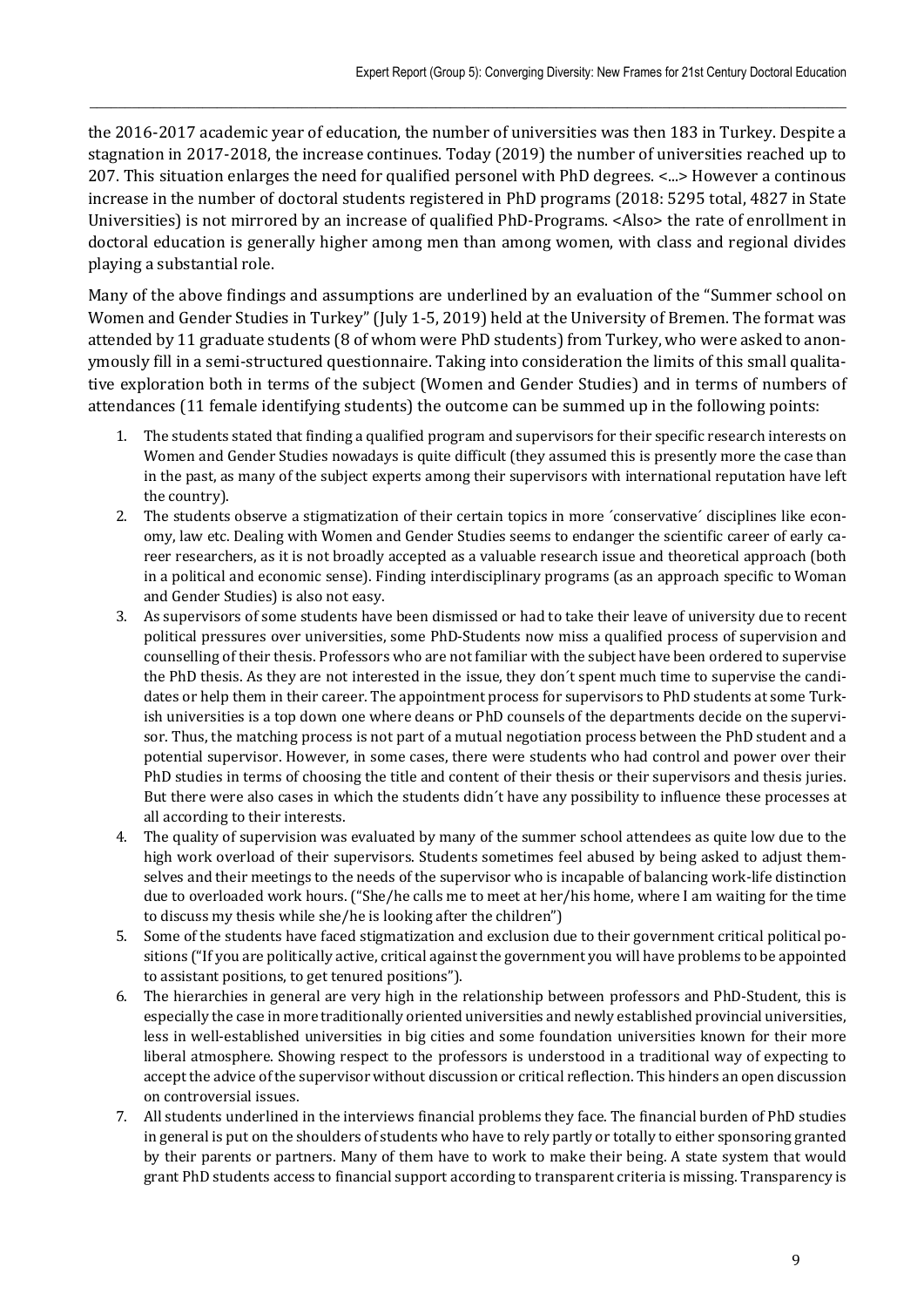the 2016-2017 academic year of education, the number of universities was then 183 in Turkey. Despite a stagnation in 2017-2018, the increase continues. Today (2019) the number of universities reached up to 207. This situation enlarges the need for qualified personel with PhD degrees. <...> However a continous increase in the number of doctoral students registered in PhD programs (2018: 5295 total, 4827 in State Universities) is not mirrored by an increase of qualified PhD-Programs. <Also> the rate of enrollment in doctoral education is generally higher among men than among women, with class and regional divides playing a substantial role.

Many of the above findings and assumptions are underlined by an evaluation of the "Summer school on Women and Gender Studies in Turkey" (July 1-5, 2019) held at the University of Bremen. The format was attended by 11 graduate students (8 of whom were PhD students) from Turkey, who were asked to anonymously fill in a semi-structured questionnaire. Taking into consideration the limits of this small qualitative exploration both in terms of the subject (Women and Gender Studies) and in terms of numbers of attendances (11 female identifying students) the outcome can be summed up in the following points:

1. The students stated that finding a qualified program and supervisors for their specific research interests on Women and Gender Studies nowadays is quite difficult (they assumed this is presently more the case than in the past, as many of the subject experts among their supervisors with international reputation have left the country).
2. The students observe a stigmatization of their certain topics in more ´conservative´ disciplines like economy, law etc. Dealing with Women and Gender Studies seems to endanger the scientific career of early career researchers, as it is not broadly accepted as a valuable research issue and theoretical approach (both in a political and economic sense). Finding interdisciplinary programs (as an approach specific to Woman and Gender Studies) is also not easy.
3. As supervisors of some students have been dismissed or had to take their leave of university due to recent political pressures over universities, some PhD-Students now miss a qualified process of supervision and counselling of their thesis. Professors who are not familiar with the subject have been ordered to supervise the PhD thesis. As they are not interested in the issue, they don´t spent much time to supervise the candidates or help them in their career. The appointment process for supervisors to PhD students at some Turkish universities is a top down one where deans or PhD counsels of the departments decide on the supervisor. Thus, the matching process is not part of a mutual negotiation process between the PhD student and a potential supervisor. However, in some cases, there were students who had control and power over their PhD studies in terms of choosing the title and content of their thesis or their supervisors and thesis juries. But there were also cases in which the students didn´t have any possibility to influence these processes at all according to their interests.
4. The quality of supervision was evaluated by many of the summer school attendees as quite low due to the high work overload of their supervisors. Students sometimes feel abused by being asked to adjust themselves and their meetings to the needs of the supervisor who is incapable of balancing work-life distinction due to overloaded work hours. ("She/he calls me to meet at her/his home, where I am waiting for the time to discuss my thesis while she/he is looking after the children")
5. Some of the students have faced stigmatization and exclusion due to their government critical political positions ("If you are politically active, critical against the government you will have problems to be appointed to assistant positions, to get tenured positions").
6. The hierarchies in general are very high in the relationship between professors and PhD-Student, this is especially the case in more traditionally oriented universities and newly established provincial universities, less in well-established universities in big cities and some foundation universities known for their more liberal atmosphere. Showing respect to the professors is understood in a traditional way of expecting to accept the advice of the supervisor without discussion or critical reflection. This hinders an open discussion on controversial issues.
7. All students underlined in the interviews financial problems they face. The financial burden of PhD studies in general is put on the shoulders of students who have to rely partly or totally to either sponsoring granted by their parents or partners. Many of them have to work to make their being. A state system that would grant PhD students access to financial support according to transparent criteria is missing. Transparency is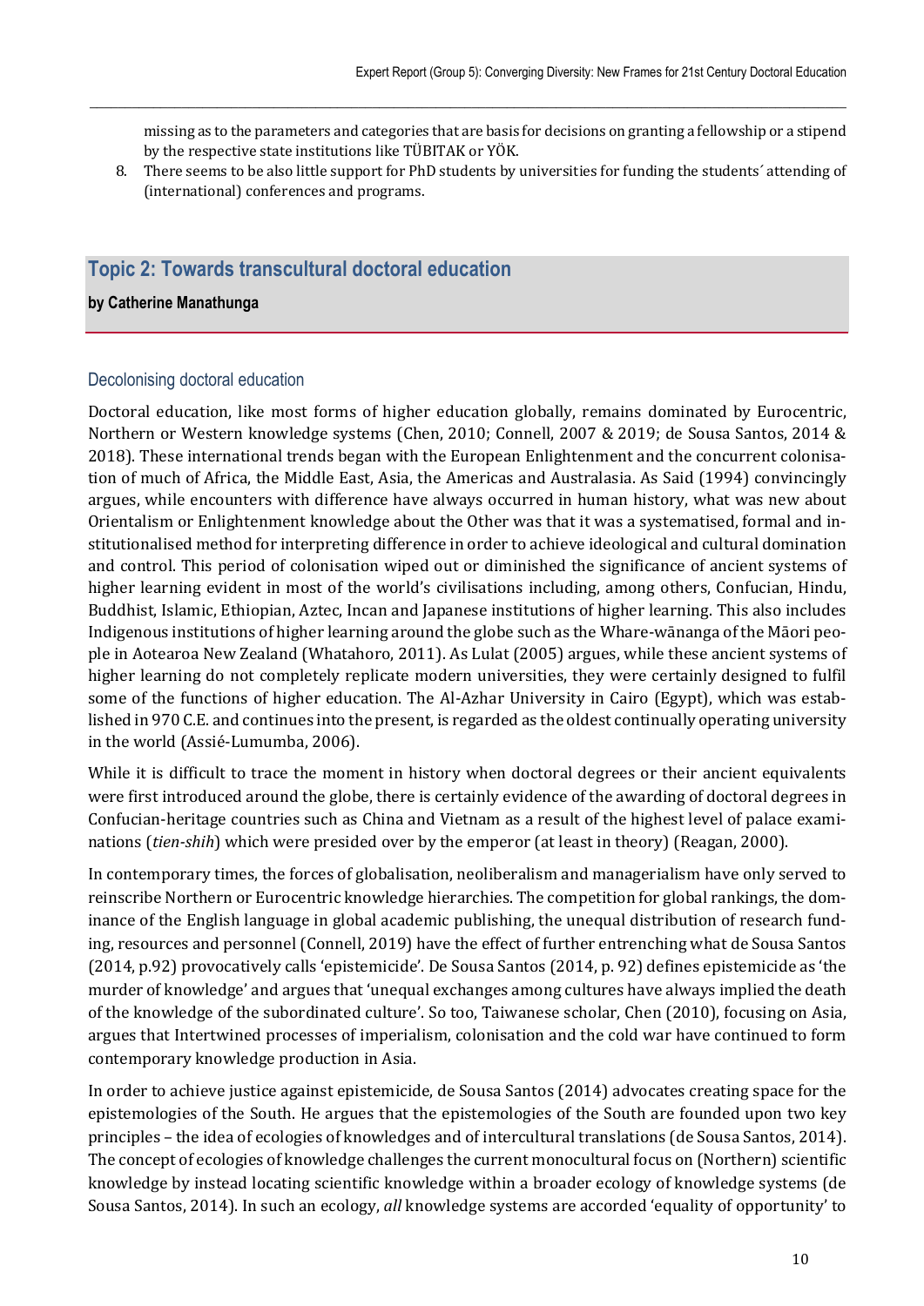missing as to the parameters and categories that are basis for decisions on granting a fellowship or a stipend by the respective state institutions like TÜBITAK or YÖK.

8. There seems to be also little support for PhD students by universities for funding the students´ attending of (international) conferences and programs.

## Topic 2: Towards transcultural doctoral education

**by Catherine Manathunga**

### Decolonising doctoral education

Doctoral education, like most forms of higher education globally, remains dominated by Eurocentric, Northern or Western knowledge systems (Chen, 2010; Connell, 2007 & 2019; de Sousa Santos, 2014 & 2018). These international trends began with the European Enlightenment and the concurrent colonisation of much of Africa, the Middle East, Asia, the Americas and Australasia. As Said (1994) convincingly argues, while encounters with difference have always occurred in human history, what was new about Orientalism or Enlightenment knowledge about the Other was that it was a systematised, formal and institutionalised method for interpreting difference in order to achieve ideological and cultural domination and control. This period of colonisation wiped out or diminished the significance of ancient systems of higher learning evident in most of the world's civilisations including, among others, Confucian, Hindu, Buddhist, Islamic, Ethiopian, Aztec, Incan and Japanese institutions of higher learning. This also includes Indigenous institutions of higher learning around the globe such as the Whare-wānanga of the Māori people in Aotearoa New Zealand (Whatahoro, 2011). As Lulat (2005) argues, while these ancient systems of higher learning do not completely replicate modern universities, they were certainly designed to fulfil some of the functions of higher education. The Al-Azhar University in Cairo (Egypt), which was established in 970 C.E. and continues into the present, is regarded as the oldest continually operating university in the world (Assié-Lumumba, 2006).

While it is difficult to trace the moment in history when doctoral degrees or their ancient equivalents were first introduced around the globe, there is certainly evidence of the awarding of doctoral degrees in Confucian-heritage countries such as China and Vietnam as a result of the highest level of palace examinations (*tien-shih*) which were presided over by the emperor (at least in theory) (Reagan, 2000).

In contemporary times, the forces of globalisation, neoliberalism and managerialism have only served to reinscribe Northern or Eurocentric knowledge hierarchies. The competition for global rankings, the dominance of the English language in global academic publishing, the unequal distribution of research funding, resources and personnel (Connell, 2019) have the effect of further entrenching what de Sousa Santos (2014, p.92) provocatively calls 'epistemicide'. De Sousa Santos (2014, p. 92) defines epistemicide as 'the murder of knowledge' and argues that 'unequal exchanges among cultures have always implied the death of the knowledge of the subordinated culture'. So too, Taiwanese scholar, Chen (2010), focusing on Asia, argues that Intertwined processes of imperialism, colonisation and the cold war have continued to form contemporary knowledge production in Asia.

In order to achieve justice against epistemicide, de Sousa Santos (2014) advocates creating space for the epistemologies of the South. He argues that the epistemologies of the South are founded upon two key principles – the idea of ecologies of knowledges and of intercultural translations (de Sousa Santos, 2014). The concept of ecologies of knowledge challenges the current monocultural focus on (Northern) scientific knowledge by instead locating scientific knowledge within a broader ecology of knowledge systems (de Sousa Santos, 2014). In such an ecology, *all* knowledge systems are accorded 'equality of opportunity' to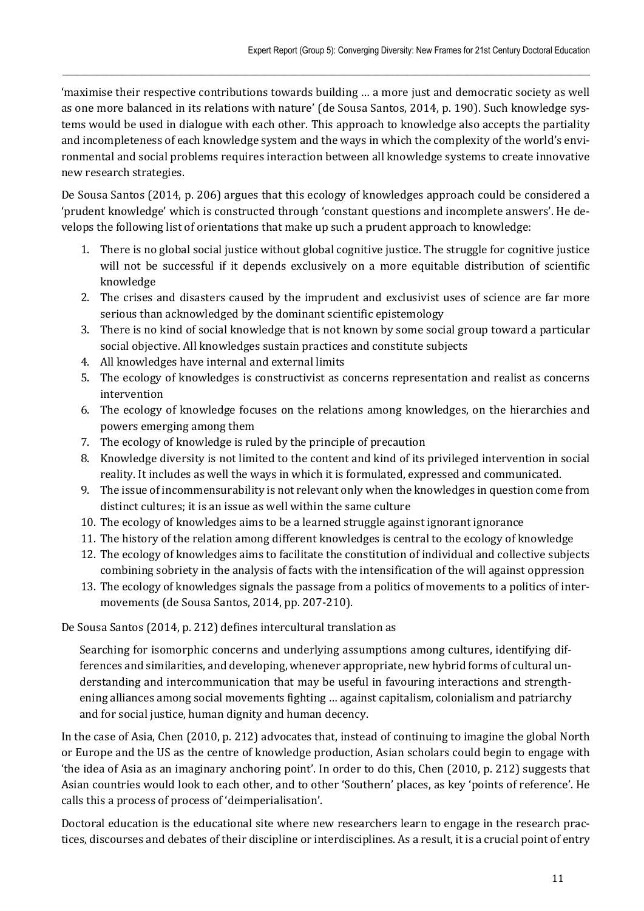'maximise their respective contributions towards building … a more just and democratic society as well as one more balanced in its relations with nature' (de Sousa Santos, 2014, p. 190). Such knowledge systems would be used in dialogue with each other. This approach to knowledge also accepts the partiality and incompleteness of each knowledge system and the ways in which the complexity of the world's environmental and social problems requires interaction between all knowledge systems to create innovative new research strategies.

De Sousa Santos (2014, p. 206) argues that this ecology of knowledges approach could be considered a 'prudent knowledge' which is constructed through 'constant questions and incomplete answers'. He develops the following list of orientations that make up such a prudent approach to knowledge:

1. There is no global social justice without global cognitive justice. The struggle for cognitive justice will not be successful if it depends exclusively on a more equitable distribution of scientific knowledge
2. The crises and disasters caused by the imprudent and exclusivist uses of science are far more serious than acknowledged by the dominant scientific epistemology
3. There is no kind of social knowledge that is not known by some social group toward a particular social objective. All knowledges sustain practices and constitute subjects
4. All knowledges have internal and external limits
5. The ecology of knowledges is constructivist as concerns representation and realist as concerns intervention
6. The ecology of knowledge focuses on the relations among knowledges, on the hierarchies and powers emerging among them
7. The ecology of knowledge is ruled by the principle of precaution
8. Knowledge diversity is not limited to the content and kind of its privileged intervention in social reality. It includes as well the ways in which it is formulated, expressed and communicated.
9. The issue of incommensurability is not relevant only when the knowledges in question come from distinct cultures; it is an issue as well within the same culture
10. The ecology of knowledges aims to be a learned struggle against ignorant ignorance
11. The history of the relation among different knowledges is central to the ecology of knowledge
12. The ecology of knowledges aims to facilitate the constitution of individual and collective subjects combining sobriety in the analysis of facts with the intensification of the will against oppression
13. The ecology of knowledges signals the passage from a politics of movements to a politics of inter-movements (de Sousa Santos, 2014, pp. 207-210).

De Sousa Santos (2014, p. 212) defines intercultural translation as

> Searching for isomorphic concerns and underlying assumptions among cultures, identifying differences and similarities, and developing, whenever appropriate, new hybrid forms of cultural understanding and intercommunication that may be useful in favouring interactions and strengthening alliances among social movements fighting … against capitalism, colonialism and patriarchy and for social justice, human dignity and human decency.

In the case of Asia, Chen (2010, p. 212) advocates that, instead of continuing to imagine the global North or Europe and the US as the centre of knowledge production, Asian scholars could begin to engage with 'the idea of Asia as an imaginary anchoring point'. In order to do this, Chen (2010, p. 212) suggests that Asian countries would look to each other, and to other 'Southern' places, as key 'points of reference'. He calls this a process of process of 'deimperialisation'.

Doctoral education is the educational site where new researchers learn to engage in the research practices, discourses and debates of their discipline or interdisciplines. As a result, it is a crucial point of entry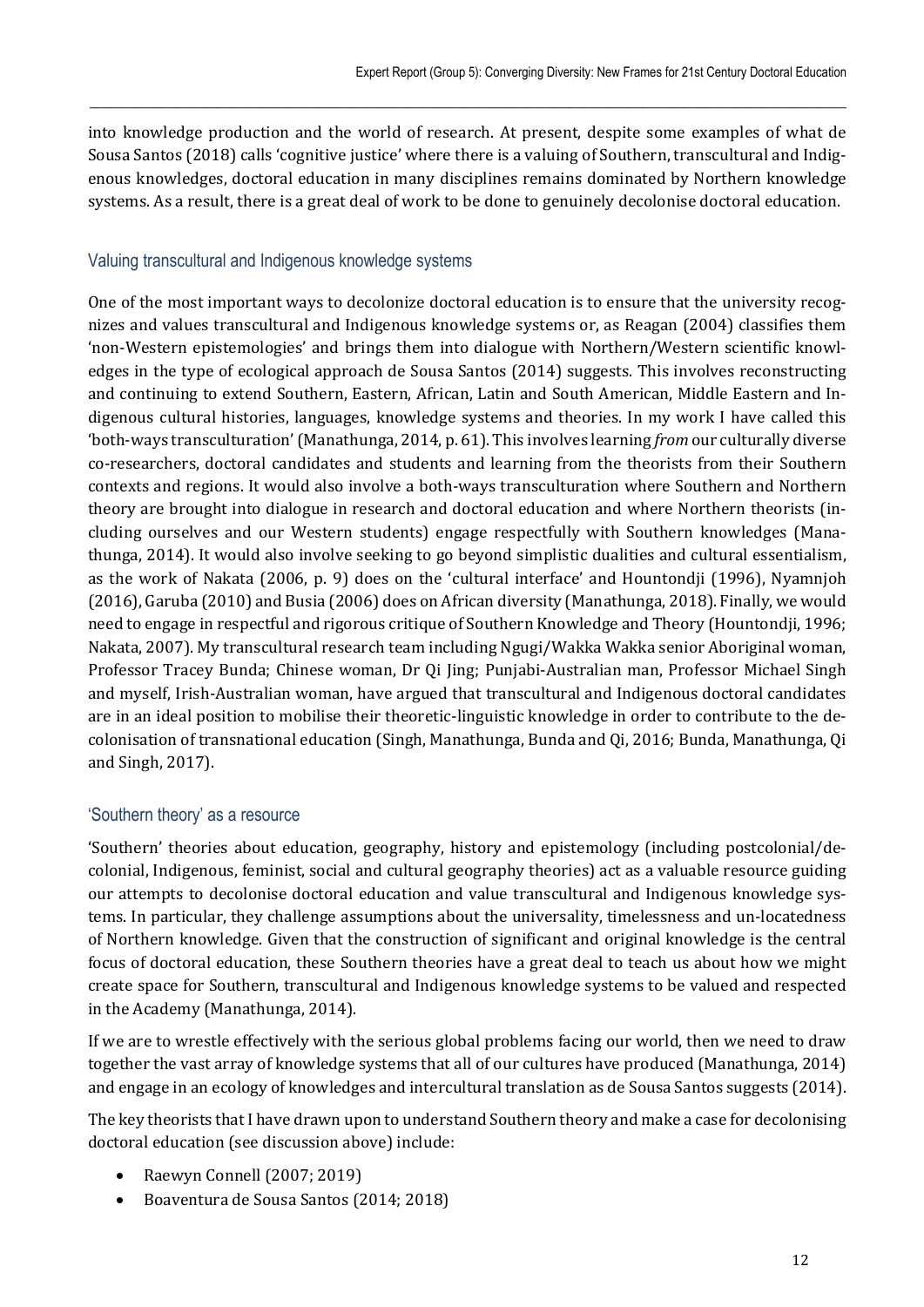into knowledge production and the world of research. At present, despite some examples of what de Sousa Santos (2018) calls 'cognitive justice' where there is a valuing of Southern, transcultural and Indigenous knowledges, doctoral education in many disciplines remains dominated by Northern knowledge systems. As a result, there is a great deal of work to be done to genuinely decolonise doctoral education.

### Valuing transcultural and Indigenous knowledge systems

One of the most important ways to decolonize doctoral education is to ensure that the university recognizes and values transcultural and Indigenous knowledge systems or, as Reagan (2004) classifies them 'non-Western epistemologies' and brings them into dialogue with Northern/Western scientific knowledges in the type of ecological approach de Sousa Santos (2014) suggests. This involves reconstructing and continuing to extend Southern, Eastern, African, Latin and South American, Middle Eastern and Indigenous cultural histories, languages, knowledge systems and theories. In my work I have called this 'both-ways transculturation' (Manathunga, 2014, p. 61). This involves learning *from* our culturally diverse co-researchers, doctoral candidates and students and learning from the theorists from their Southern contexts and regions. It would also involve a both-ways transculturation where Southern and Northern theory are brought into dialogue in research and doctoral education and where Northern theorists (including ourselves and our Western students) engage respectfully with Southern knowledges (Manathunga, 2014). It would also involve seeking to go beyond simplistic dualities and cultural essentialism, as the work of Nakata (2006, p. 9) does on the 'cultural interface' and Hountondji (1996), Nyamnjoh (2016), Garuba (2010) and Busia (2006) does on African diversity (Manathunga, 2018). Finally, we would need to engage in respectful and rigorous critique of Southern Knowledge and Theory (Hountondji, 1996; Nakata, 2007). My transcultural research team including Ngugi/Wakka Wakka senior Aboriginal woman, Professor Tracey Bunda; Chinese woman, Dr Qi Jing; Punjabi-Australian man, Professor Michael Singh and myself, Irish-Australian woman, have argued that transcultural and Indigenous doctoral candidates are in an ideal position to mobilise their theoretic-linguistic knowledge in order to contribute to the decolonisation of transnational education (Singh, Manathunga, Bunda and Qi, 2016; Bunda, Manathunga, Qi and Singh, 2017).

### 'Southern theory' as a resource

'Southern' theories about education, geography, history and epistemology (including postcolonial/decolonial, Indigenous, feminist, social and cultural geography theories) act as a valuable resource guiding our attempts to decolonise doctoral education and value transcultural and Indigenous knowledge systems. In particular, they challenge assumptions about the universality, timelessness and un-locatedness of Northern knowledge. Given that the construction of significant and original knowledge is the central focus of doctoral education, these Southern theories have a great deal to teach us about how we might create space for Southern, transcultural and Indigenous knowledge systems to be valued and respected in the Academy (Manathunga, 2014).

If we are to wrestle effectively with the serious global problems facing our world, then we need to draw together the vast array of knowledge systems that all of our cultures have produced (Manathunga, 2014) and engage in an ecology of knowledges and intercultural translation as de Sousa Santos suggests (2014).

The key theorists that I have drawn upon to understand Southern theory and make a case for decolonising doctoral education (see discussion above) include:

- Raewyn Connell (2007; 2019)
- Boaventura de Sousa Santos (2014; 2018)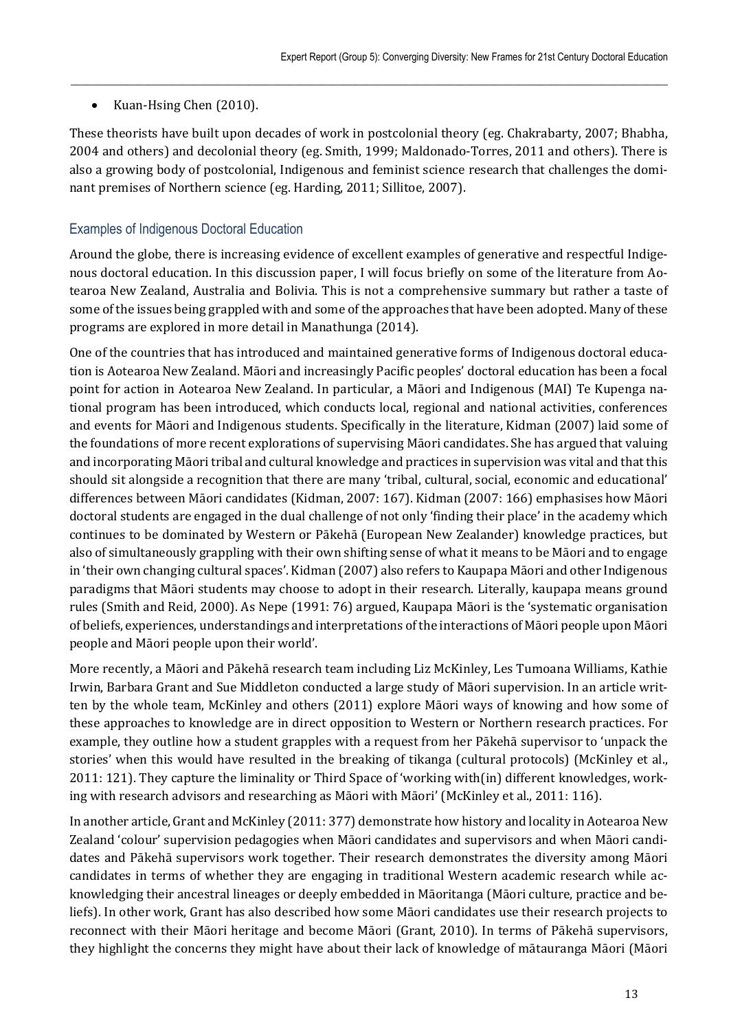- Kuan-Hsing Chen (2010).

These theorists have built upon decades of work in postcolonial theory (eg. Chakrabarty, 2007; Bhabha, 2004 and others) and decolonial theory (eg. Smith, 1999; Maldonado-Torres, 2011 and others). There is also a growing body of postcolonial, Indigenous and feminist science research that challenges the dominant premises of Northern science (eg. Harding, 2011; Sillitoe, 2007).

## Examples of Indigenous Doctoral Education

Around the globe, there is increasing evidence of excellent examples of generative and respectful Indigenous doctoral education. In this discussion paper, I will focus briefly on some of the literature from Aotearoa New Zealand, Australia and Bolivia. This is not a comprehensive summary but rather a taste of some of the issues being grappled with and some of the approaches that have been adopted. Many of these programs are explored in more detail in Manathunga (2014).

One of the countries that has introduced and maintained generative forms of Indigenous doctoral education is Aotearoa New Zealand. Māori and increasingly Pacific peoples' doctoral education has been a focal point for action in Aotearoa New Zealand. In particular, a Māori and Indigenous (MAI) Te Kupenga national program has been introduced, which conducts local, regional and national activities, conferences and events for Māori and Indigenous students. Specifically in the literature, Kidman (2007) laid some of the foundations of more recent explorations of supervising Māori candidates. She has argued that valuing and incorporating Māori tribal and cultural knowledge and practices in supervision was vital and that this should sit alongside a recognition that there are many 'tribal, cultural, social, economic and educational' differences between Māori candidates (Kidman, 2007: 167). Kidman (2007: 166) emphasises how Māori doctoral students are engaged in the dual challenge of not only 'finding their place' in the academy which continues to be dominated by Western or Pākehā (European New Zealander) knowledge practices, but also of simultaneously grappling with their own shifting sense of what it means to be Māori and to engage in 'their own changing cultural spaces'. Kidman (2007) also refers to Kaupapa Māori and other Indigenous paradigms that Māori students may choose to adopt in their research. Literally, kaupapa means ground rules (Smith and Reid, 2000). As Nepe (1991: 76) argued, Kaupapa Māori is the 'systematic organisation of beliefs, experiences, understandings and interpretations of the interactions of Māori people upon Māori people and Māori people upon their world'.

More recently, a Māori and Pākehā research team including Liz McKinley, Les Tumoana Williams, Kathie Irwin, Barbara Grant and Sue Middleton conducted a large study of Māori supervision. In an article written by the whole team, McKinley and others (2011) explore Māori ways of knowing and how some of these approaches to knowledge are in direct opposition to Western or Northern research practices. For example, they outline how a student grapples with a request from her Pākehā supervisor to 'unpack the stories' when this would have resulted in the breaking of tikanga (cultural protocols) (McKinley et al., 2011: 121). They capture the liminality or Third Space of 'working with(in) different knowledges, working with research advisors and researching as Māori with Māori' (McKinley et al., 2011: 116).

In another article, Grant and McKinley (2011: 377) demonstrate how history and locality in Aotearoa New Zealand 'colour' supervision pedagogies when Māori candidates and supervisors and when Māori candidates and Pākehā supervisors work together. Their research demonstrates the diversity among Māori candidates in terms of whether they are engaging in traditional Western academic research while acknowledging their ancestral lineages or deeply embedded in Māoritanga (Māori culture, practice and beliefs). In other work, Grant has also described how some Māori candidates use their research projects to reconnect with their Māori heritage and become Māori (Grant, 2010). In terms of Pākehā supervisors, they highlight the concerns they might have about their lack of knowledge of mātauranga Māori (Māori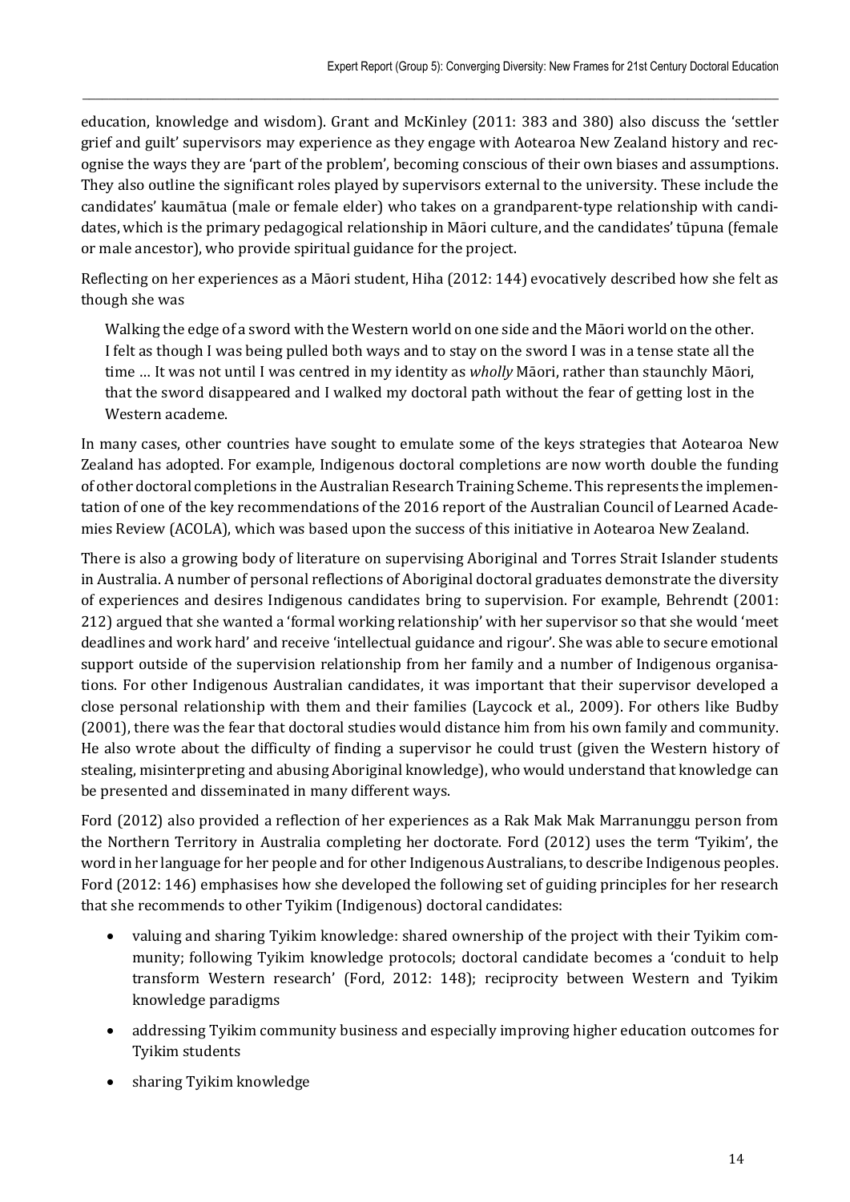education, knowledge and wisdom). Grant and McKinley (2011: 383 and 380) also discuss the 'settler grief and guilt' supervisors may experience as they engage with Aotearoa New Zealand history and recognise the ways they are 'part of the problem', becoming conscious of their own biases and assumptions. They also outline the significant roles played by supervisors external to the university. These include the candidates' kaumātua (male or female elder) who takes on a grandparent-type relationship with candidates, which is the primary pedagogical relationship in Māori culture, and the candidates' tūpuna (female or male ancestor), who provide spiritual guidance for the project.

Reflecting on her experiences as a Māori student, Hiha (2012: 144) evocatively described how she felt as though she was

> Walking the edge of a sword with the Western world on one side and the Māori world on the other. I felt as though I was being pulled both ways and to stay on the sword I was in a tense state all the time … It was not until I was centred in my identity as *wholly* Māori, rather than staunchly Māori, that the sword disappeared and I walked my doctoral path without the fear of getting lost in the Western academe.

In many cases, other countries have sought to emulate some of the keys strategies that Aotearoa New Zealand has adopted. For example, Indigenous doctoral completions are now worth double the funding of other doctoral completions in the Australian Research Training Scheme. This represents the implementation of one of the key recommendations of the 2016 report of the Australian Council of Learned Academies Review (ACOLA), which was based upon the success of this initiative in Aotearoa New Zealand.

There is also a growing body of literature on supervising Aboriginal and Torres Strait Islander students in Australia. A number of personal reflections of Aboriginal doctoral graduates demonstrate the diversity of experiences and desires Indigenous candidates bring to supervision. For example, Behrendt (2001: 212) argued that she wanted a 'formal working relationship' with her supervisor so that she would 'meet deadlines and work hard' and receive 'intellectual guidance and rigour'. She was able to secure emotional support outside of the supervision relationship from her family and a number of Indigenous organisations. For other Indigenous Australian candidates, it was important that their supervisor developed a close personal relationship with them and their families (Laycock et al., 2009). For others like Budby (2001), there was the fear that doctoral studies would distance him from his own family and community. He also wrote about the difficulty of finding a supervisor he could trust (given the Western history of stealing, misinterpreting and abusing Aboriginal knowledge), who would understand that knowledge can be presented and disseminated in many different ways.

Ford (2012) also provided a reflection of her experiences as a Rak Mak Mak Marranunggu person from the Northern Territory in Australia completing her doctorate. Ford (2012) uses the term 'Tyikim', the word in her language for her people and for other Indigenous Australians, to describe Indigenous peoples. Ford (2012: 146) emphasises how she developed the following set of guiding principles for her research that she recommends to other Tyikim (Indigenous) doctoral candidates:

- valuing and sharing Tyikim knowledge: shared ownership of the project with their Tyikim community; following Tyikim knowledge protocols; doctoral candidate becomes a 'conduit to help transform Western research' (Ford, 2012: 148); reciprocity between Western and Tyikim knowledge paradigms
- addressing Tyikim community business and especially improving higher education outcomes for Tyikim students
- sharing Tyikim knowledge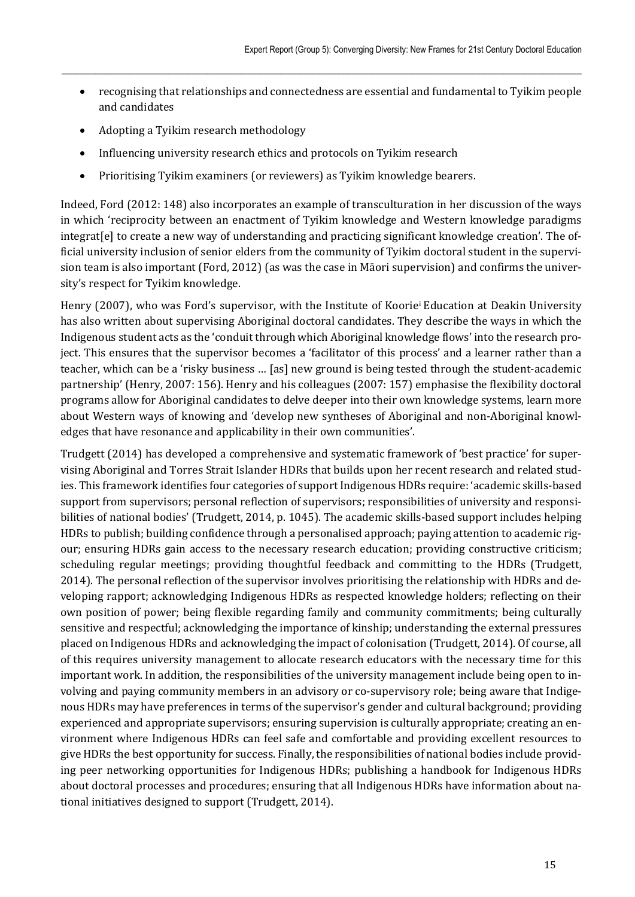- recognising that relationships and connectedness are essential and fundamental to Tyikim people and candidates
- Adopting a Tyikim research methodology
- Influencing university research ethics and protocols on Tyikim research
- Prioritising Tyikim examiners (or reviewers) as Tyikim knowledge bearers.

Indeed, Ford (2012: 148) also incorporates an example of transculturation in her discussion of the ways in which 'reciprocity between an enactment of Tyikim knowledge and Western knowledge paradigms integrat[e] to create a new way of understanding and practicing significant knowledge creation'. The official university inclusion of senior elders from the community of Tyikim doctoral student in the supervision team is also important (Ford, 2012) (as was the case in Māori supervision) and confirms the university's respect for Tyikim knowledge.

Henry (2007), who was Ford's supervisor, with the Institute of Koorie[i] Education at Deakin University has also written about supervising Aboriginal doctoral candidates. They describe the ways in which the Indigenous student acts as the 'conduit through which Aboriginal knowledge flows' into the research project. This ensures that the supervisor becomes a 'facilitator of this process' and a learner rather than a teacher, which can be a 'risky business … [as] new ground is being tested through the student-academic partnership' (Henry, 2007: 156). Henry and his colleagues (2007: 157) emphasise the flexibility doctoral programs allow for Aboriginal candidates to delve deeper into their own knowledge systems, learn more about Western ways of knowing and 'develop new syntheses of Aboriginal and non-Aboriginal knowledges that have resonance and applicability in their own communities'.

Trudgett (2014) has developed a comprehensive and systematic framework of 'best practice' for supervising Aboriginal and Torres Strait Islander HDRs that builds upon her recent research and related studies. This framework identifies four categories of support Indigenous HDRs require: 'academic skills-based support from supervisors; personal reflection of supervisors; responsibilities of university and responsibilities of national bodies' (Trudgett, 2014, p. 1045). The academic skills-based support includes helping HDRs to publish; building confidence through a personalised approach; paying attention to academic rigour; ensuring HDRs gain access to the necessary research education; providing constructive criticism; scheduling regular meetings; providing thoughtful feedback and committing to the HDRs (Trudgett, 2014). The personal reflection of the supervisor involves prioritising the relationship with HDRs and developing rapport; acknowledging Indigenous HDRs as respected knowledge holders; reflecting on their own position of power; being flexible regarding family and community commitments; being culturally sensitive and respectful; acknowledging the importance of kinship; understanding the external pressures placed on Indigenous HDRs and acknowledging the impact of colonisation (Trudgett, 2014). Of course, all of this requires university management to allocate research educators with the necessary time for this important work. In addition, the responsibilities of the university management include being open to involving and paying community members in an advisory or co-supervisory role; being aware that Indigenous HDRs may have preferences in terms of the supervisor's gender and cultural background; providing experienced and appropriate supervisors; ensuring supervision is culturally appropriate; creating an environment where Indigenous HDRs can feel safe and comfortable and providing excellent resources to give HDRs the best opportunity for success. Finally, the responsibilities of national bodies include providing peer networking opportunities for Indigenous HDRs; publishing a handbook for Indigenous HDRs about doctoral processes and procedures; ensuring that all Indigenous HDRs have information about national initiatives designed to support (Trudgett, 2014).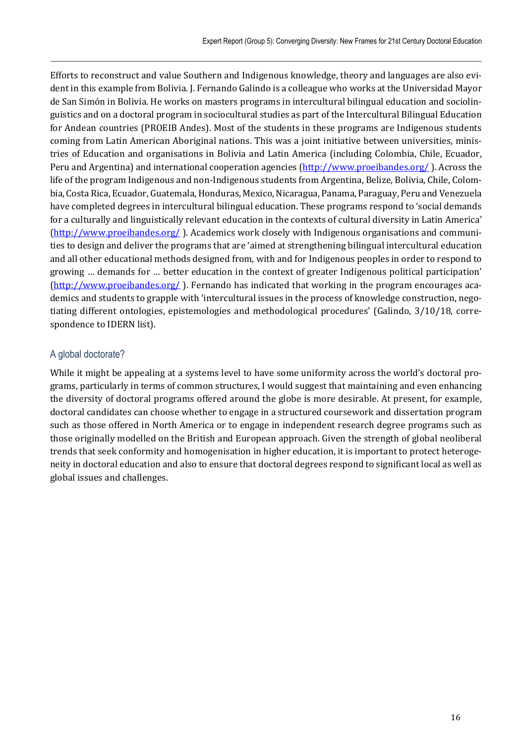Efforts to reconstruct and value Southern and Indigenous knowledge, theory and languages are also evident in this example from Bolivia. J. Fernando Galindo is a colleague who works at the Universidad Mayor de San Simón in Bolivia. He works on masters programs in intercultural bilingual education and sociolinguistics and on a doctoral program in sociocultural studies as part of the Intercultural Bilingual Education for Andean countries (PROEIB Andes). Most of the students in these programs are Indigenous students coming from Latin American Aboriginal nations. This was a joint initiative between universities, ministries of Education and organisations in Bolivia and Latin America (including Colombia, Chile, Ecuador, Peru and Argentina) and international cooperation agencies (http://www.proeibandes.org/ ). Across the life of the program Indigenous and non-Indigenous students from Argentina, Belize, Bolivia, Chile, Colombia, Costa Rica, Ecuador, Guatemala, Honduras, Mexico, Nicaragua, Panama, Paraguay, Peru and Venezuela have completed degrees in intercultural bilingual education. These programs respond to 'social demands for a culturally and linguistically relevant education in the contexts of cultural diversity in Latin America' (http://www.proeibandes.org/ ). Academics work closely with Indigenous organisations and communities to design and deliver the programs that are 'aimed at strengthening bilingual intercultural education and all other educational methods designed from, with and for Indigenous peoples in order to respond to growing … demands for … better education in the context of greater Indigenous political participation' (http://www.proeibandes.org/ ). Fernando has indicated that working in the program encourages academics and students to grapple with 'intercultural issues in the process of knowledge construction, negotiating different ontologies, epistemologies and methodological procedures' (Galindo, 3/10/18, correspondence to IDERN list).

## A global doctorate?

While it might be appealing at a systems level to have some uniformity across the world's doctoral programs, particularly in terms of common structures, I would suggest that maintaining and even enhancing the diversity of doctoral programs offered around the globe is more desirable. At present, for example, doctoral candidates can choose whether to engage in a structured coursework and dissertation program such as those offered in North America or to engage in independent research degree programs such as those originally modelled on the British and European approach. Given the strength of global neoliberal trends that seek conformity and homogenisation in higher education, it is important to protect heterogeneity in doctoral education and also to ensure that doctoral degrees respond to significant local as well as global issues and challenges.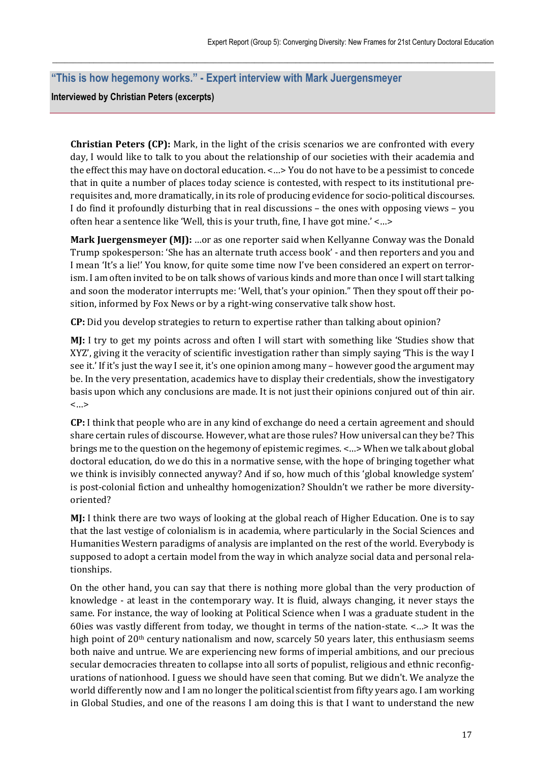## "This is how hegemony works." - Expert interview with Mark Juergensmeyer

**Interviewed by Christian Peters (excerpts)**

**Christian Peters (CP):** Mark, in the light of the crisis scenarios we are confronted with every day, I would like to talk to you about the relationship of our societies with their academia and the effect this may have on doctoral education. <…> You do not have to be a pessimist to concede that in quite a number of places today science is contested, with respect to its institutional prerequisites and, more dramatically, in its role of producing evidence for socio-political discourses. I do find it profoundly disturbing that in real discussions – the ones with opposing views – you often hear a sentence like 'Well, this is your truth, fine, I have got mine.' <…>

**Mark Juergensmeyer (MJ):** …or as one reporter said when Kellyanne Conway was the Donald Trump spokesperson: 'She has an alternate truth access book' - and then reporters and you and I mean 'It's a lie!' You know, for quite some time now I've been considered an expert on terrorism. I am often invited to be on talk shows of various kinds and more than once I will start talking and soon the moderator interrupts me: 'Well, that's your opinion." Then they spout off their position, informed by Fox News or by a right-wing conservative talk show host.

**CP:** Did you develop strategies to return to expertise rather than talking about opinion?

**MJ:** I try to get my points across and often I will start with something like 'Studies show that XYZ', giving it the veracity of scientific investigation rather than simply saying 'This is the way I see it.' If it's just the way I see it, it's one opinion among many – however good the argument may be. In the very presentation, academics have to display their credentials, show the investigatory basis upon which any conclusions are made. It is not just their opinions conjured out of thin air. <…>

**CP:** I think that people who are in any kind of exchange do need a certain agreement and should share certain rules of discourse. However, what are those rules? How universal can they be? This brings me to the question on the hegemony of epistemic regimes. <…> When we talk about global doctoral education, do we do this in a normative sense, with the hope of bringing together what we think is invisibly connected anyway? And if so, how much of this 'global knowledge system' is post-colonial fiction and unhealthy homogenization? Shouldn't we rather be more diversity-oriented?

**MJ:** I think there are two ways of looking at the global reach of Higher Education. One is to say that the last vestige of colonialism is in academia, where particularly in the Social Sciences and Humanities Western paradigms of analysis are implanted on the rest of the world. Everybody is supposed to adopt a certain model from the way in which analyze social data and personal relationships.

On the other hand, you can say that there is nothing more global than the very production of knowledge - at least in the contemporary way. It is fluid, always changing, it never stays the same. For instance, the way of looking at Political Science when I was a graduate student in the 60ies was vastly different from today, we thought in terms of the nation-state. <…> It was the high point of 20th century nationalism and now, scarcely 50 years later, this enthusiasm seems both naive and untrue. We are experiencing new forms of imperial ambitions, and our precious secular democracies threaten to collapse into all sorts of populist, religious and ethnic reconfigurations of nationhood. I guess we should have seen that coming. But we didn't. We analyze the world differently now and I am no longer the political scientist from fifty years ago. I am working in Global Studies, and one of the reasons I am doing this is that I want to understand the new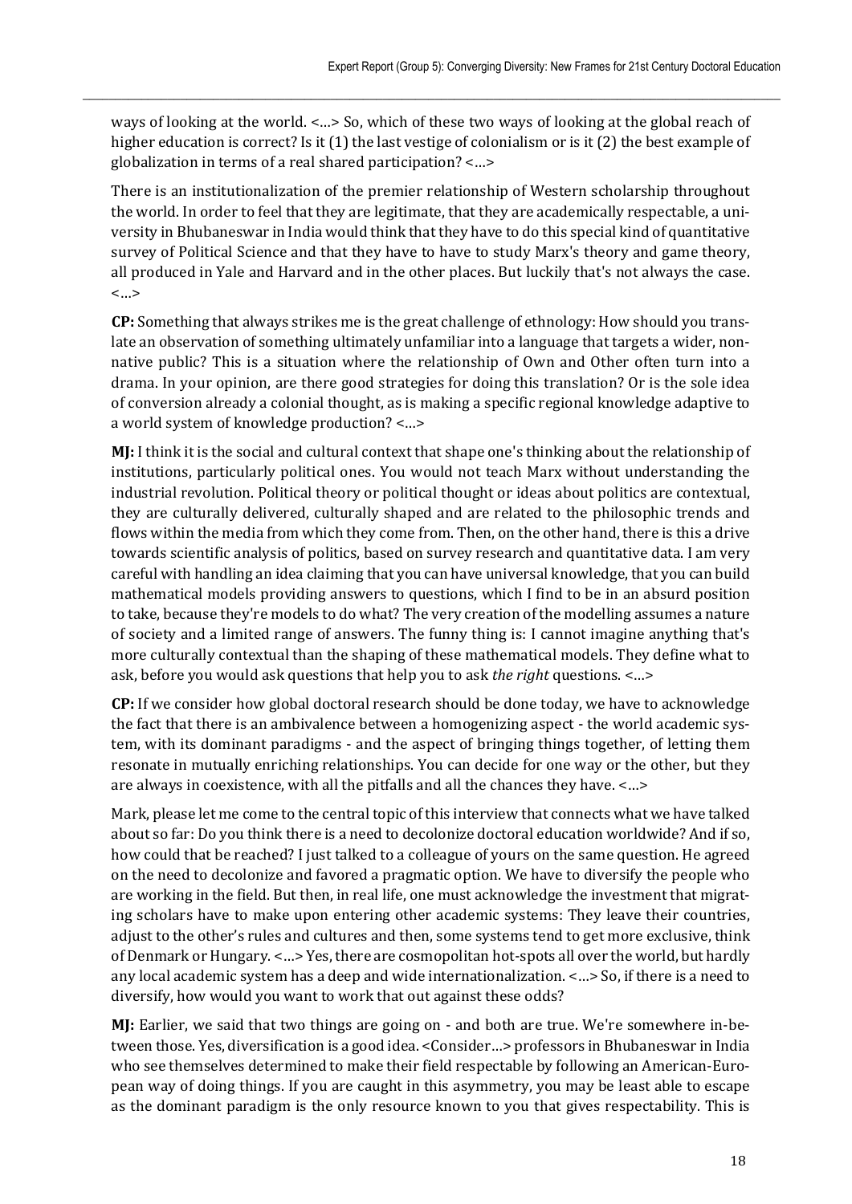ways of looking at the world. <…> So, which of these two ways of looking at the global reach of higher education is correct? Is it (1) the last vestige of colonialism or is it (2) the best example of globalization in terms of a real shared participation? <…>

There is an institutionalization of the premier relationship of Western scholarship throughout the world. In order to feel that they are legitimate, that they are academically respectable, a university in Bhubaneswar in India would think that they have to do this special kind of quantitative survey of Political Science and that they have to have to study Marx's theory and game theory, all produced in Yale and Harvard and in the other places. But luckily that's not always the case. <…>

**CP:** Something that always strikes me is the great challenge of ethnology: How should you translate an observation of something ultimately unfamiliar into a language that targets a wider, non-native public? This is a situation where the relationship of Own and Other often turn into a drama. In your opinion, are there good strategies for doing this translation? Or is the sole idea of conversion already a colonial thought, as is making a specific regional knowledge adaptive to a world system of knowledge production? <…>

**MJ:** I think it is the social and cultural context that shape one's thinking about the relationship of institutions, particularly political ones. You would not teach Marx without understanding the industrial revolution. Political theory or political thought or ideas about politics are contextual, they are culturally delivered, culturally shaped and are related to the philosophic trends and flows within the media from which they come from. Then, on the other hand, there is this a drive towards scientific analysis of politics, based on survey research and quantitative data. I am very careful with handling an idea claiming that you can have universal knowledge, that you can build mathematical models providing answers to questions, which I find to be in an absurd position to take, because they're models to do what? The very creation of the modelling assumes a nature of society and a limited range of answers. The funny thing is: I cannot imagine anything that's more culturally contextual than the shaping of these mathematical models. They define what to ask, before you would ask questions that help you to ask *the right* questions. <…>

**CP:** If we consider how global doctoral research should be done today, we have to acknowledge the fact that there is an ambivalence between a homogenizing aspect - the world academic system, with its dominant paradigms - and the aspect of bringing things together, of letting them resonate in mutually enriching relationships. You can decide for one way or the other, but they are always in coexistence, with all the pitfalls and all the chances they have. <…>

Mark, please let me come to the central topic of this interview that connects what we have talked about so far: Do you think there is a need to decolonize doctoral education worldwide? And if so, how could that be reached? I just talked to a colleague of yours on the same question. He agreed on the need to decolonize and favored a pragmatic option. We have to diversify the people who are working in the field. But then, in real life, one must acknowledge the investment that migrating scholars have to make upon entering other academic systems: They leave their countries, adjust to the other's rules and cultures and then, some systems tend to get more exclusive, think of Denmark or Hungary. <…> Yes, there are cosmopolitan hot-spots all over the world, but hardly any local academic system has a deep and wide internationalization. <…> So, if there is a need to diversify, how would you want to work that out against these odds?

**MJ:** Earlier, we said that two things are going on - and both are true. We're somewhere in-between those. Yes, diversification is a good idea. <Consider…> professors in Bhubaneswar in India who see themselves determined to make their field respectable by following an American-European way of doing things. If you are caught in this asymmetry, you may be least able to escape as the dominant paradigm is the only resource known to you that gives respectability. This is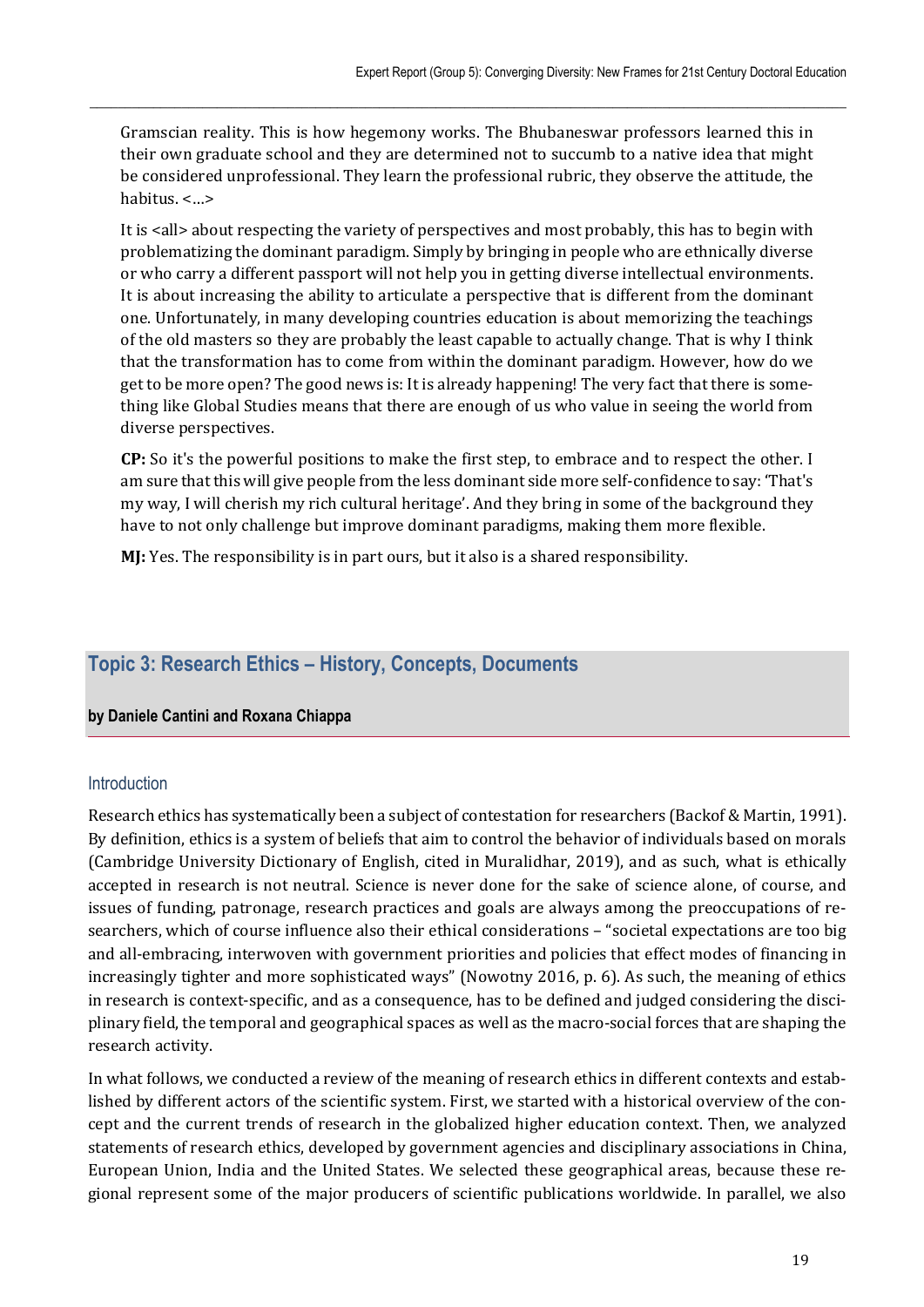Gramscian reality. This is how hegemony works. The Bhubaneswar professors learned this in their own graduate school and they are determined not to succumb to a native idea that might be considered unprofessional. They learn the professional rubric, they observe the attitude, the habitus. <…>

It is <all> about respecting the variety of perspectives and most probably, this has to begin with problematizing the dominant paradigm. Simply by bringing in people who are ethnically diverse or who carry a different passport will not help you in getting diverse intellectual environments. It is about increasing the ability to articulate a perspective that is different from the dominant one. Unfortunately, in many developing countries education is about memorizing the teachings of the old masters so they are probably the least capable to actually change. That is why I think that the transformation has to come from within the dominant paradigm. However, how do we get to be more open? The good news is: It is already happening! The very fact that there is something like Global Studies means that there are enough of us who value in seeing the world from diverse perspectives.

**CP:** So it's the powerful positions to make the first step, to embrace and to respect the other. I am sure that this will give people from the less dominant side more self-confidence to say: 'That's my way, I will cherish my rich cultural heritage'. And they bring in some of the background they have to not only challenge but improve dominant paradigms, making them more flexible.

**MJ:** Yes. The responsibility is in part ours, but it also is a shared responsibility.

## Topic 3: Research Ethics – History, Concepts, Documents

**by Daniele Cantini and Roxana Chiappa**

### Introduction

Research ethics has systematically been a subject of contestation for researchers (Backof & Martin, 1991). By definition, ethics is a system of beliefs that aim to control the behavior of individuals based on morals (Cambridge University Dictionary of English, cited in Muralidhar, 2019), and as such, what is ethically accepted in research is not neutral. Science is never done for the sake of science alone, of course, and issues of funding, patronage, research practices and goals are always among the preoccupations of researchers, which of course influence also their ethical considerations – "societal expectations are too big and all-embracing, interwoven with government priorities and policies that effect modes of financing in increasingly tighter and more sophisticated ways" (Nowotny 2016, p. 6). As such, the meaning of ethics in research is context-specific, and as a consequence, has to be defined and judged considering the disciplinary field, the temporal and geographical spaces as well as the macro-social forces that are shaping the research activity.

In what follows, we conducted a review of the meaning of research ethics in different contexts and established by different actors of the scientific system. First, we started with a historical overview of the concept and the current trends of research in the globalized higher education context. Then, we analyzed statements of research ethics, developed by government agencies and disciplinary associations in China, European Union, India and the United States. We selected these geographical areas, because these regional represent some of the major producers of scientific publications worldwide. In parallel, we also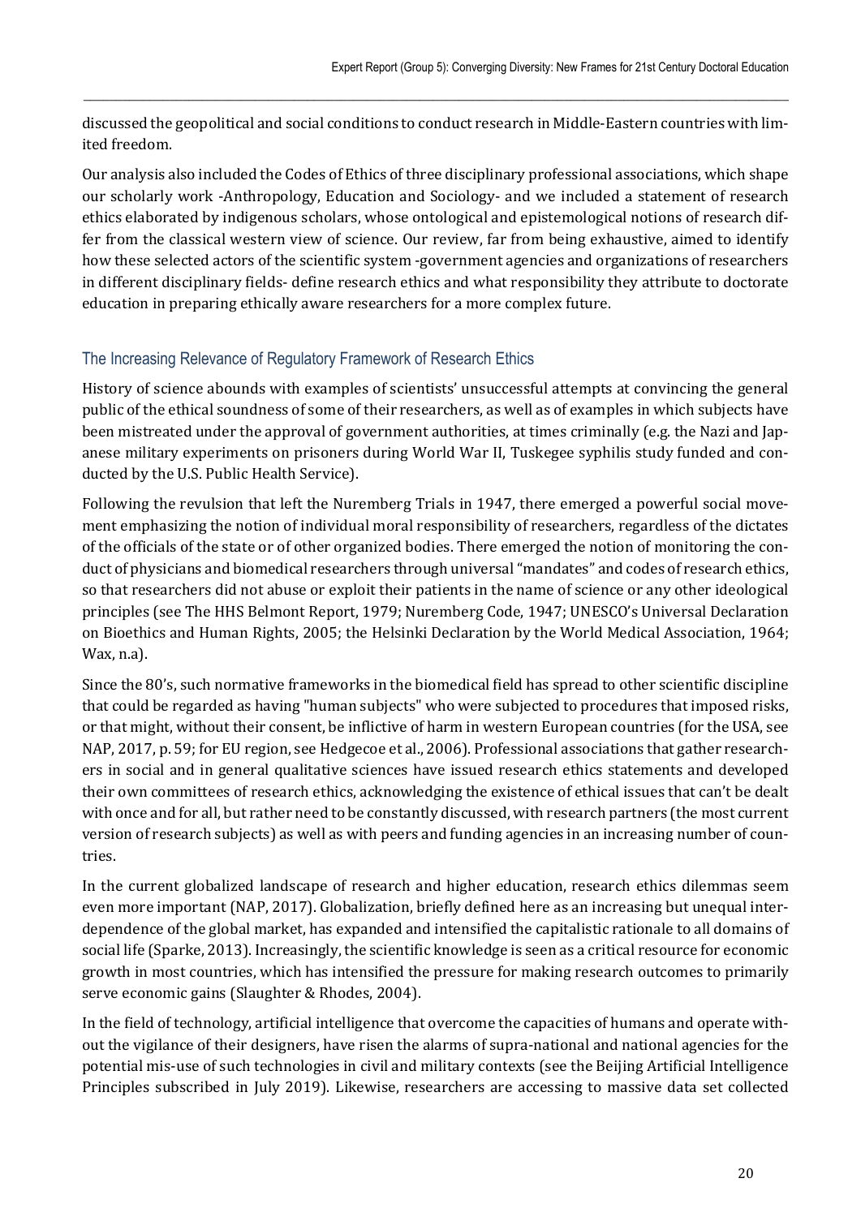discussed the geopolitical and social conditions to conduct research in Middle-Eastern countries with limited freedom.

Our analysis also included the Codes of Ethics of three disciplinary professional associations, which shape our scholarly work -Anthropology, Education and Sociology- and we included a statement of research ethics elaborated by indigenous scholars, whose ontological and epistemological notions of research differ from the classical western view of science. Our review, far from being exhaustive, aimed to identify how these selected actors of the scientific system -government agencies and organizations of researchers in different disciplinary fields- define research ethics and what responsibility they attribute to doctorate education in preparing ethically aware researchers for a more complex future.

## The Increasing Relevance of Regulatory Framework of Research Ethics

History of science abounds with examples of scientists' unsuccessful attempts at convincing the general public of the ethical soundness of some of their researchers, as well as of examples in which subjects have been mistreated under the approval of government authorities, at times criminally (e.g. the Nazi and Japanese military experiments on prisoners during World War II, Tuskegee syphilis study funded and conducted by the U.S. Public Health Service).

Following the revulsion that left the Nuremberg Trials in 1947, there emerged a powerful social movement emphasizing the notion of individual moral responsibility of researchers, regardless of the dictates of the officials of the state or of other organized bodies. There emerged the notion of monitoring the conduct of physicians and biomedical researchers through universal "mandates" and codes of research ethics, so that researchers did not abuse or exploit their patients in the name of science or any other ideological principles (see The HHS Belmont Report, 1979; Nuremberg Code, 1947; UNESCO's Universal Declaration on Bioethics and Human Rights, 2005; the Helsinki Declaration by the World Medical Association, 1964; Wax, n.a).

Since the 80's, such normative frameworks in the biomedical field has spread to other scientific discipline that could be regarded as having "human subjects" who were subjected to procedures that imposed risks, or that might, without their consent, be inflictive of harm in western European countries (for the USA, see NAP, 2017, p. 59; for EU region, see Hedgecoe et al., 2006). Professional associations that gather researchers in social and in general qualitative sciences have issued research ethics statements and developed their own committees of research ethics, acknowledging the existence of ethical issues that can't be dealt with once and for all, but rather need to be constantly discussed, with research partners (the most current version of research subjects) as well as with peers and funding agencies in an increasing number of countries.

In the current globalized landscape of research and higher education, research ethics dilemmas seem even more important (NAP, 2017). Globalization, briefly defined here as an increasing but unequal interdependence of the global market, has expanded and intensified the capitalistic rationale to all domains of social life (Sparke, 2013). Increasingly, the scientific knowledge is seen as a critical resource for economic growth in most countries, which has intensified the pressure for making research outcomes to primarily serve economic gains (Slaughter & Rhodes, 2004).

In the field of technology, artificial intelligence that overcome the capacities of humans and operate without the vigilance of their designers, have risen the alarms of supra-national and national agencies for the potential mis-use of such technologies in civil and military contexts (see the Beijing Artificial Intelligence Principles subscribed in July 2019). Likewise, researchers are accessing to massive data set collected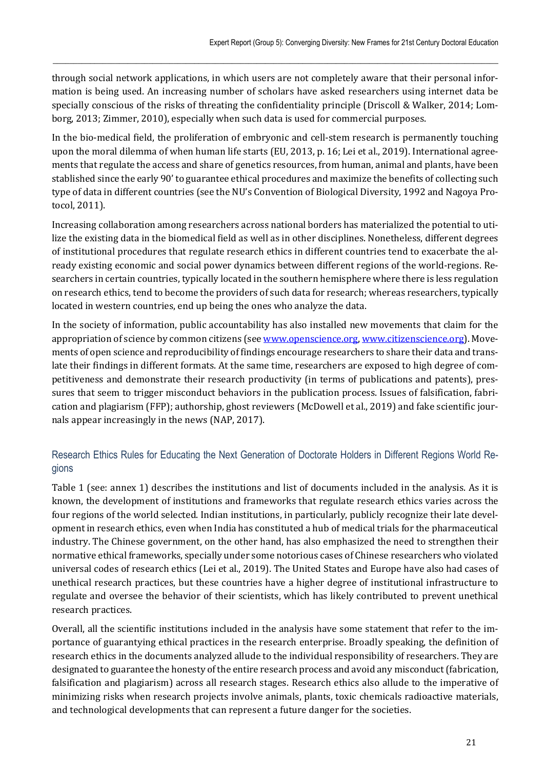through social network applications, in which users are not completely aware that their personal information is being used. An increasing number of scholars have asked researchers using internet data be specially conscious of the risks of threating the confidentiality principle (Driscoll & Walker, 2014; Lomborg, 2013; Zimmer, 2010), especially when such data is used for commercial purposes.

In the bio-medical field, the proliferation of embryonic and cell-stem research is permanently touching upon the moral dilemma of when human life starts (EU, 2013, p. 16; Lei et al., 2019). International agreements that regulate the access and share of genetics resources, from human, animal and plants, have been stablished since the early 90' to guarantee ethical procedures and maximize the benefits of collecting such type of data in different countries (see the NU's Convention of Biological Diversity, 1992 and Nagoya Protocol, 2011).

Increasing collaboration among researchers across national borders has materialized the potential to utilize the existing data in the biomedical field as well as in other disciplines. Nonetheless, different degrees of institutional procedures that regulate research ethics in different countries tend to exacerbate the already existing economic and social power dynamics between different regions of the world-regions. Researchers in certain countries, typically located in the southern hemisphere where there is less regulation on research ethics, tend to become the providers of such data for research; whereas researchers, typically located in western countries, end up being the ones who analyze the data.

In the society of information, public accountability has also installed new movements that claim for the appropriation of science by common citizens (see www.openscience.org, www.citizenscience.org). Movements of open science and reproducibility of findings encourage researchers to share their data and translate their findings in different formats. At the same time, researchers are exposed to high degree of competitiveness and demonstrate their research productivity (in terms of publications and patents), pressures that seem to trigger misconduct behaviors in the publication process. Issues of falsification, fabrication and plagiarism (FFP); authorship, ghost reviewers (McDowell et al., 2019) and fake scientific journals appear increasingly in the news (NAP, 2017).

## Research Ethics Rules for Educating the Next Generation of Doctorate Holders in Different Regions World Regions

Table 1 (see: annex 1) describes the institutions and list of documents included in the analysis. As it is known, the development of institutions and frameworks that regulate research ethics varies across the four regions of the world selected. Indian institutions, in particularly, publicly recognize their late development in research ethics, even when India has constituted a hub of medical trials for the pharmaceutical industry. The Chinese government, on the other hand, has also emphasized the need to strengthen their normative ethical frameworks, specially under some notorious cases of Chinese researchers who violated universal codes of research ethics (Lei et al., 2019). The United States and Europe have also had cases of unethical research practices, but these countries have a higher degree of institutional infrastructure to regulate and oversee the behavior of their scientists, which has likely contributed to prevent unethical research practices.

Overall, all the scientific institutions included in the analysis have some statement that refer to the importance of guarantying ethical practices in the research enterprise. Broadly speaking, the definition of research ethics in the documents analyzed allude to the individual responsibility of researchers. They are designated to guarantee the honesty of the entire research process and avoid any misconduct (fabrication, falsification and plagiarism) across all research stages. Research ethics also allude to the imperative of minimizing risks when research projects involve animals, plants, toxic chemicals radioactive materials, and technological developments that can represent a future danger for the societies.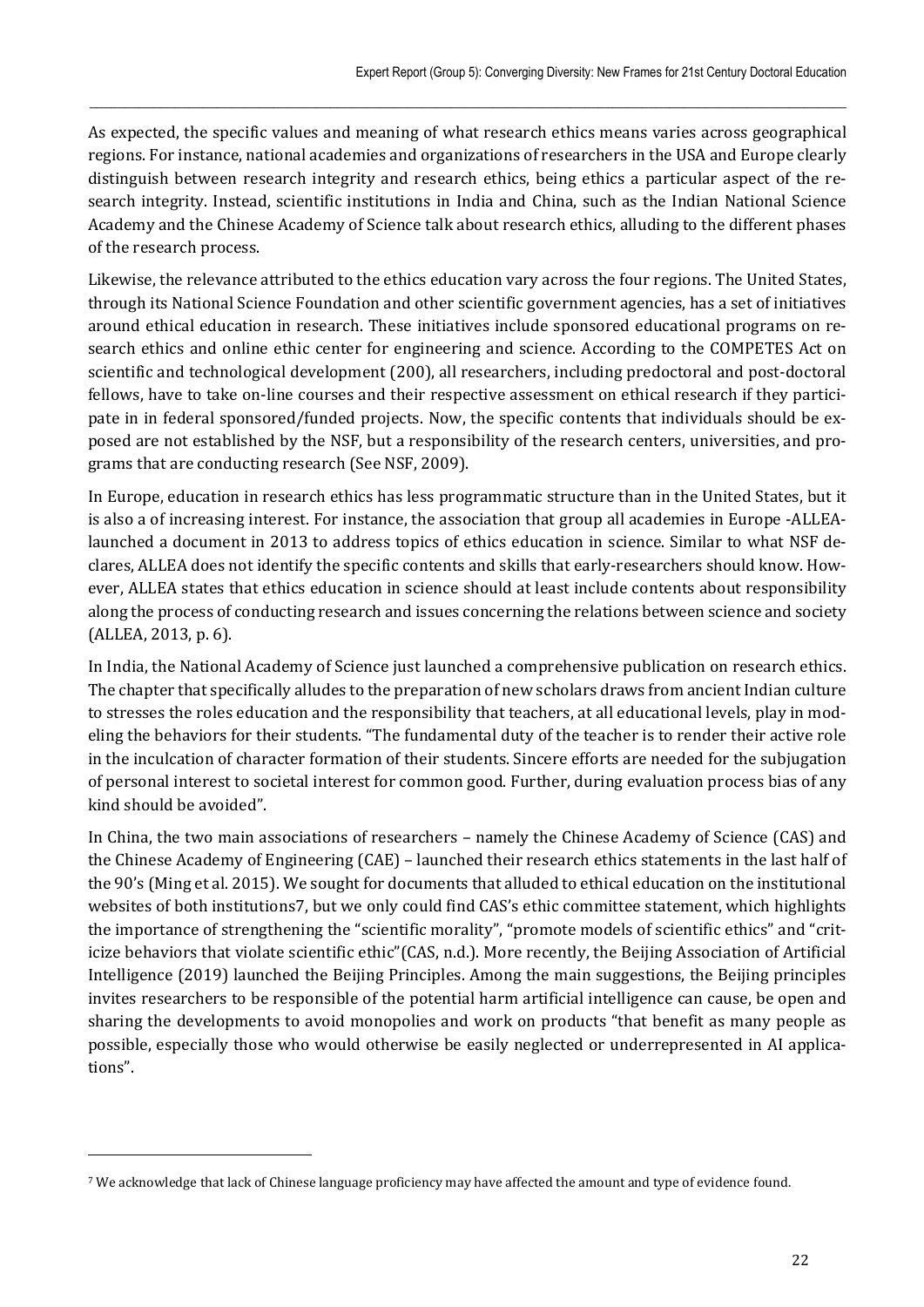As expected, the specific values and meaning of what research ethics means varies across geographical regions. For instance, national academies and organizations of researchers in the USA and Europe clearly distinguish between research integrity and research ethics, being ethics a particular aspect of the research integrity. Instead, scientific institutions in India and China, such as the Indian National Science Academy and the Chinese Academy of Science talk about research ethics, alluding to the different phases of the research process.

Likewise, the relevance attributed to the ethics education vary across the four regions. The United States, through its National Science Foundation and other scientific government agencies, has a set of initiatives around ethical education in research. These initiatives include sponsored educational programs on research ethics and online ethic center for engineering and science. According to the COMPETES Act on scientific and technological development (200), all researchers, including predoctoral and post-doctoral fellows, have to take on-line courses and their respective assessment on ethical research if they participate in in federal sponsored/funded projects. Now, the specific contents that individuals should be exposed are not established by the NSF, but a responsibility of the research centers, universities, and programs that are conducting research (See NSF, 2009).

In Europe, education in research ethics has less programmatic structure than in the United States, but it is also a of increasing interest. For instance, the association that group all academies in Europe -ALLEA-launched a document in 2013 to address topics of ethics education in science. Similar to what NSF declares, ALLEA does not identify the specific contents and skills that early-researchers should know. However, ALLEA states that ethics education in science should at least include contents about responsibility along the process of conducting research and issues concerning the relations between science and society (ALLEA, 2013, p. 6).

In India, the National Academy of Science just launched a comprehensive publication on research ethics. The chapter that specifically alludes to the preparation of new scholars draws from ancient Indian culture to stresses the roles education and the responsibility that teachers, at all educational levels, play in modeling the behaviors for their students. "The fundamental duty of the teacher is to render their active role in the inculcation of character formation of their students. Sincere efforts are needed for the subjugation of personal interest to societal interest for common good. Further, during evaluation process bias of any kind should be avoided".

In China, the two main associations of researchers – namely the Chinese Academy of Science (CAS) and the Chinese Academy of Engineering (CAE) – launched their research ethics statements in the last half of the 90's (Ming et al. 2015). We sought for documents that alluded to ethical education on the institutional websites of both institutions[7], but we only could find CAS's ethic committee statement, which highlights the importance of strengthening the "scientific morality", "promote models of scientific ethics" and "criticize behaviors that violate scientific ethic"(CAS, n.d.). More recently, the Beijing Association of Artificial Intelligence (2019) launched the Beijing Principles. Among the main suggestions, the Beijing principles invites researchers to be responsible of the potential harm artificial intelligence can cause, be open and sharing the developments to avoid monopolies and work on products "that benefit as many people as possible, especially those who would otherwise be easily neglected or underrepresented in AI applications".

[7] We acknowledge that lack of Chinese language proficiency may have affected the amount and type of evidence found.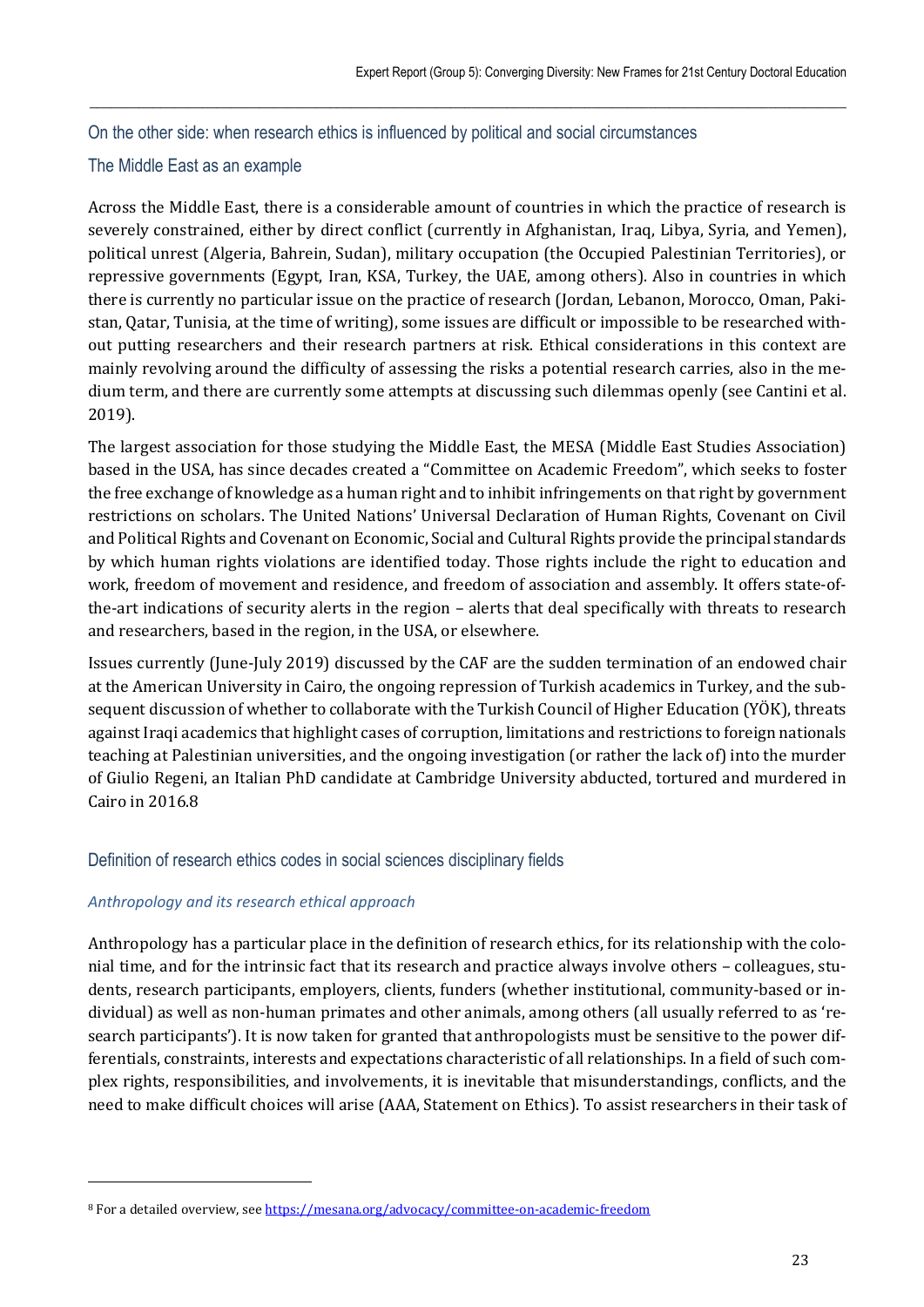## On the other side: when research ethics is influenced by political and social circumstances

### The Middle East as an example

Across the Middle East, there is a considerable amount of countries in which the practice of research is severely constrained, either by direct conflict (currently in Afghanistan, Iraq, Libya, Syria, and Yemen), political unrest (Algeria, Bahrein, Sudan), military occupation (the Occupied Palestinian Territories), or repressive governments (Egypt, Iran, KSA, Turkey, the UAE, among others). Also in countries in which there is currently no particular issue on the practice of research (Jordan, Lebanon, Morocco, Oman, Pakistan, Qatar, Tunisia, at the time of writing), some issues are difficult or impossible to be researched without putting researchers and their research partners at risk. Ethical considerations in this context are mainly revolving around the difficulty of assessing the risks a potential research carries, also in the medium term, and there are currently some attempts at discussing such dilemmas openly (see Cantini et al. 2019).

The largest association for those studying the Middle East, the MESA (Middle East Studies Association) based in the USA, has since decades created a "Committee on Academic Freedom", which seeks to foster the free exchange of knowledge as a human right and to inhibit infringements on that right by government restrictions on scholars. The United Nations' Universal Declaration of Human Rights, Covenant on Civil and Political Rights and Covenant on Economic, Social and Cultural Rights provide the principal standards by which human rights violations are identified today. Those rights include the right to education and work, freedom of movement and residence, and freedom of association and assembly. It offers state-of-the-art indications of security alerts in the region – alerts that deal specifically with threats to research and researchers, based in the region, in the USA, or elsewhere.

Issues currently (June-July 2019) discussed by the CAF are the sudden termination of an endowed chair at the American University in Cairo, the ongoing repression of Turkish academics in Turkey, and the subsequent discussion of whether to collaborate with the Turkish Council of Higher Education (YÖK), threats against Iraqi academics that highlight cases of corruption, limitations and restrictions to foreign nationals teaching at Palestinian universities, and the ongoing investigation (or rather the lack of) into the murder of Giulio Regeni, an Italian PhD candidate at Cambridge University abducted, tortured and murdered in Cairo in 2016.[8]

## Definition of research ethics codes in social sciences disciplinary fields

### *Anthropology and its research ethical approach*

Anthropology has a particular place in the definition of research ethics, for its relationship with the colonial time, and for the intrinsic fact that its research and practice always involve others – colleagues, students, research participants, employers, clients, funders (whether institutional, community-based or individual) as well as non-human primates and other animals, among others (all usually referred to as 'research participants'). It is now taken for granted that anthropologists must be sensitive to the power differentials, constraints, interests and expectations characteristic of all relationships. In a field of such complex rights, responsibilities, and involvements, it is inevitable that misunderstandings, conflicts, and the need to make difficult choices will arise (AAA, Statement on Ethics). To assist researchers in their task of

---

[8] For a detailed overview, see https://mesana.org/advocacy/committee-on-academic-freedom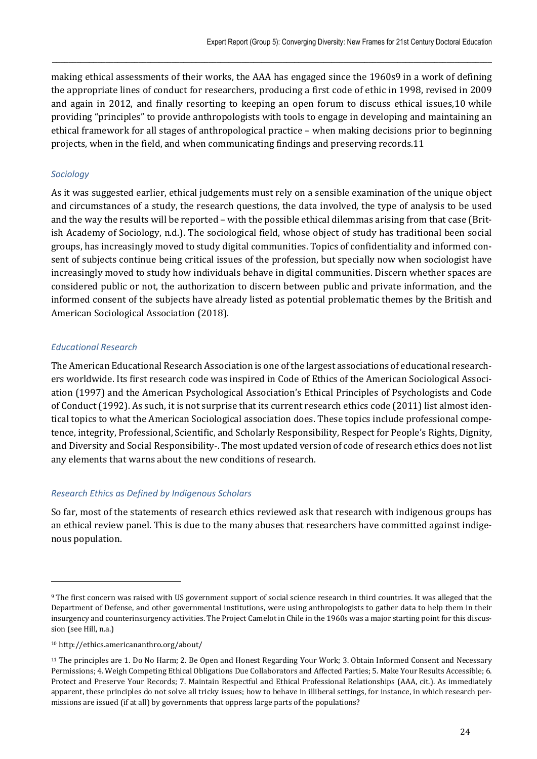making ethical assessments of their works, the AAA has engaged since the 1960s[9] in a work of defining the appropriate lines of conduct for researchers, producing a first code of ethic in 1998, revised in 2009 and again in 2012, and finally resorting to keeping an open forum to discuss ethical issues,[10] while providing "principles" to provide anthropologists with tools to engage in developing and maintaining an ethical framework for all stages of anthropological practice – when making decisions prior to beginning projects, when in the field, and when communicating findings and preserving records.[11]

### *Sociology*

As it was suggested earlier, ethical judgements must rely on a sensible examination of the unique object and circumstances of a study, the research questions, the data involved, the type of analysis to be used and the way the results will be reported – with the possible ethical dilemmas arising from that case (British Academy of Sociology, n.d.). The sociological field, whose object of study has traditional been social groups, has increasingly moved to study digital communities. Topics of confidentiality and informed consent of subjects continue being critical issues of the profession, but specially now when sociologist have increasingly moved to study how individuals behave in digital communities. Discern whether spaces are considered public or not, the authorization to discern between public and private information, and the informed consent of the subjects have already listed as potential problematic themes by the British and American Sociological Association (2018).

### *Educational Research*

The American Educational Research Association is one of the largest associations of educational researchers worldwide. Its first research code was inspired in Code of Ethics of the American Sociological Association (1997) and the American Psychological Association's Ethical Principles of Psychologists and Code of Conduct (1992). As such, it is not surprise that its current research ethics code (2011) list almost identical topics to what the American Sociological association does. These topics include professional competence, integrity, Professional, Scientific, and Scholarly Responsibility, Respect for People's Rights, Dignity, and Diversity and Social Responsibility-. The most updated version of code of research ethics does not list any elements that warns about the new conditions of research.

### *Research Ethics as Defined by Indigenous Scholars*

So far, most of the statements of research ethics reviewed ask that research with indigenous groups has an ethical review panel. This is due to the many abuses that researchers have committed against indigenous population.

---

[9] The first concern was raised with US government support of social science research in third countries. It was alleged that the Department of Defense, and other governmental institutions, were using anthropologists to gather data to help them in their insurgency and counterinsurgency activities. The Project Camelot in Chile in the 1960s was a major starting point for this discussion (see Hill, n.a.)

[10] http://ethics.americananthro.org/about/

[11] The principles are 1. Do No Harm; 2. Be Open and Honest Regarding Your Work; 3. Obtain Informed Consent and Necessary Permissions; 4. Weigh Competing Ethical Obligations Due Collaborators and Affected Parties; 5. Make Your Results Accessible; 6. Protect and Preserve Your Records; 7. Maintain Respectful and Ethical Professional Relationships (AAA, cit.). As immediately apparent, these principles do not solve all tricky issues; how to behave in illiberal settings, for instance, in which research permissions are issued (if at all) by governments that oppress large parts of the populations?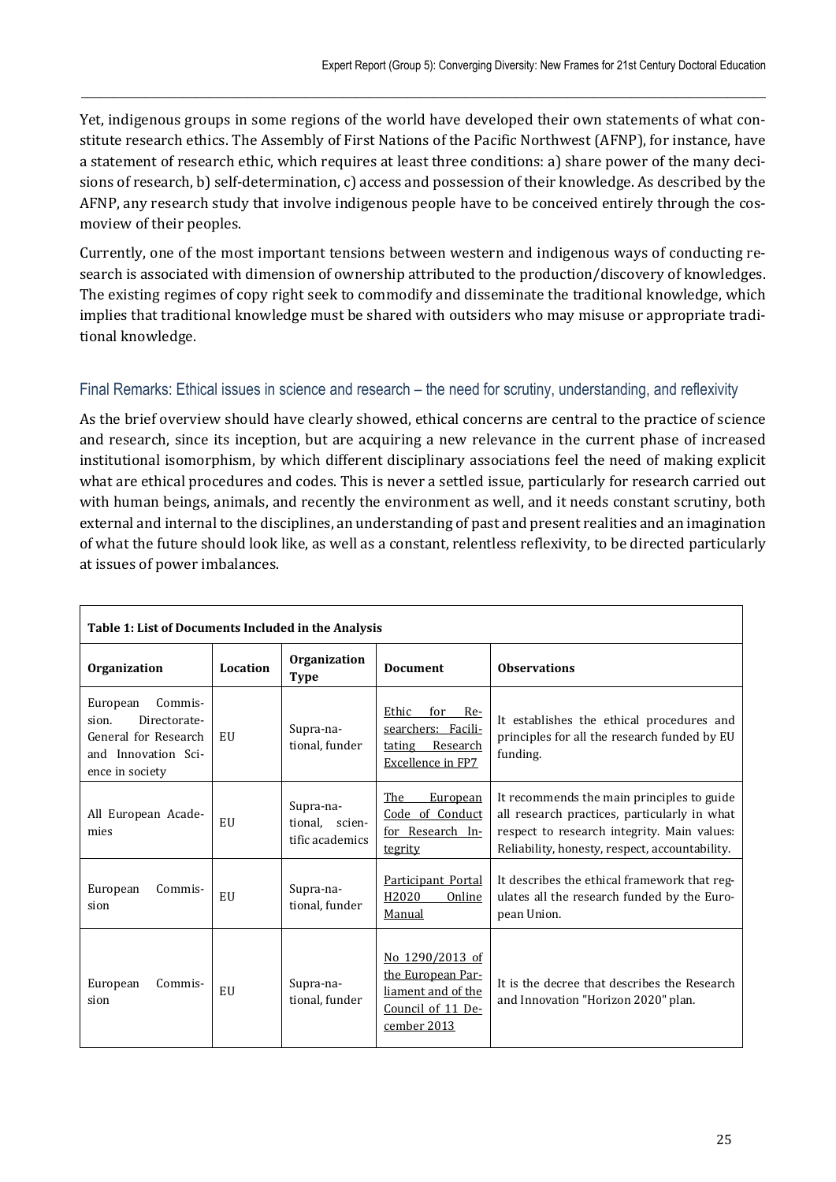Yet, indigenous groups in some regions of the world have developed their own statements of what constitute research ethics. The Assembly of First Nations of the Pacific Northwest (AFNP), for instance, have a statement of research ethic, which requires at least three conditions: a) share power of the many decisions of research, b) self-determination, c) access and possession of their knowledge. As described by the AFNP, any research study that involve indigenous people have to be conceived entirely through the cosmoview of their peoples.

Currently, one of the most important tensions between western and indigenous ways of conducting research is associated with dimension of ownership attributed to the production/discovery of knowledges. The existing regimes of copy right seek to commodify and disseminate the traditional knowledge, which implies that traditional knowledge must be shared with outsiders who may misuse or appropriate traditional knowledge.

## Final Remarks: Ethical issues in science and research – the need for scrutiny, understanding, and reflexivity

As the brief overview should have clearly showed, ethical concerns are central to the practice of science and research, since its inception, but are acquiring a new relevance in the current phase of increased institutional isomorphism, by which different disciplinary associations feel the need of making explicit what are ethical procedures and codes. This is never a settled issue, particularly for research carried out with human beings, animals, and recently the environment as well, and it needs constant scrutiny, both external and internal to the disciplines, an understanding of past and present realities and an imagination of what the future should look like, as well as a constant, relentless reflexivity, to be directed particularly at issues of power imbalances.

**Table 1: List of Documents Included in the Analysis**

| Organization | Location | Organization Type | Document | Observations |
|---|---|---|---|---|
| European Commission. Directorate-General for Research and Innovation Science in society | EU | Supra-national, funder | Ethic for Researchers: Facilitating Research Excellence in FP7 | It establishes the ethical procedures and principles for all the research funded by EU funding. |
| All European Academies | EU | Supra-national, scientific academics | The European Code of Conduct for Research Integrity | It recommends the main principles to guide all research practices, particularly in what respect to research integrity. Main values: Reliability, honesty, respect, accountability. |
| European Commission | EU | Supra-national, funder | Participant Portal H2020 Online Manual | It describes the ethical framework that regulates all the research funded by the European Union. |
| European Commission | EU | Supra-national, funder | No 1290/2013 of the European Parliament and of the Council of 11 December 2013 | It is the decree that describes the Research and Innovation "Horizon 2020" plan. |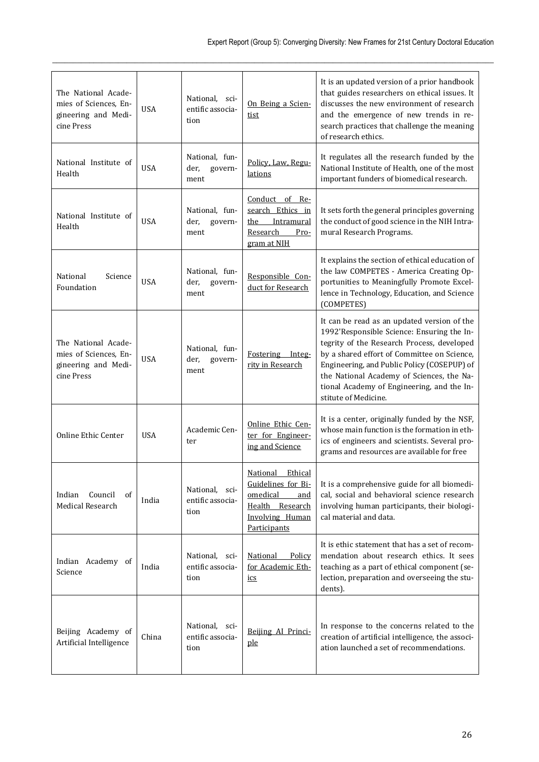| | | | | |
|---|---|---|---|---|
| The National Academies of Sciences, Engineering and Medicine Press | USA | National, scientific association | On Being a Scientist | It is an updated version of a prior handbook that guides researchers on ethical issues. It discusses the new environment of research and the emergence of new trends in research practices that challenge the meaning of research ethics. |
| National Institute of Health | USA | National, funder, government | Policy, Law, Regulations | It regulates all the research funded by the National Institute of Health, one of the most important funders of biomedical research. |
| National Institute of Health | USA | National, funder, government | Conduct of Research Ethics in the Intramural Research Program at NIH | It sets forth the general principles governing the conduct of good science in the NIH Intramural Research Programs. |
| National Science Foundation | USA | National, funder, government | Responsible Conduct for Research | It explains the section of ethical education of the law COMPETES - America Creating Opportunities to Meaningfully Promote Excellence in Technology, Education, and Science (COMPETES) |
| The National Academies of Sciences, Engineering and Medicine Press | USA | National, funder, government | Fostering Integrity in Research | It can be read as an updated version of the 1992'Responsible Science: Ensuring the Integrity of the Research Process, developed by a shared effort of Committee on Science, Engineering, and Public Policy (COSEPUP) of the National Academy of Sciences, the National Academy of Engineering, and the Institute of Medicine. |
| Online Ethic Center | USA | Academic Center | Online Ethic Center for Engineering and Science | It is a center, originally funded by the NSF, whose main function is the formation in ethics of engineers and scientists. Several programs and resources are available for free |
| Indian Council of Medical Research | India | National, scientific association | National Ethical Guidelines for Biomedical and Health Research Involving Human Participants | It is a comprehensive guide for all biomedical, social and behavioral science research involving human participants, their biological material and data. |
| Indian Academy of Science | India | National, scientific association | National Policy for Academic Ethics | It is ethic statement that has a set of recommendation about research ethics. It sees teaching as a part of ethical component (selection, preparation and overseeing the students). |
| Beijing Academy of Artificial Intelligence | China | National, scientific association | Beijing AI Principle | In response to the concerns related to the creation of artificial intelligence, the association launched a set of recommendations. |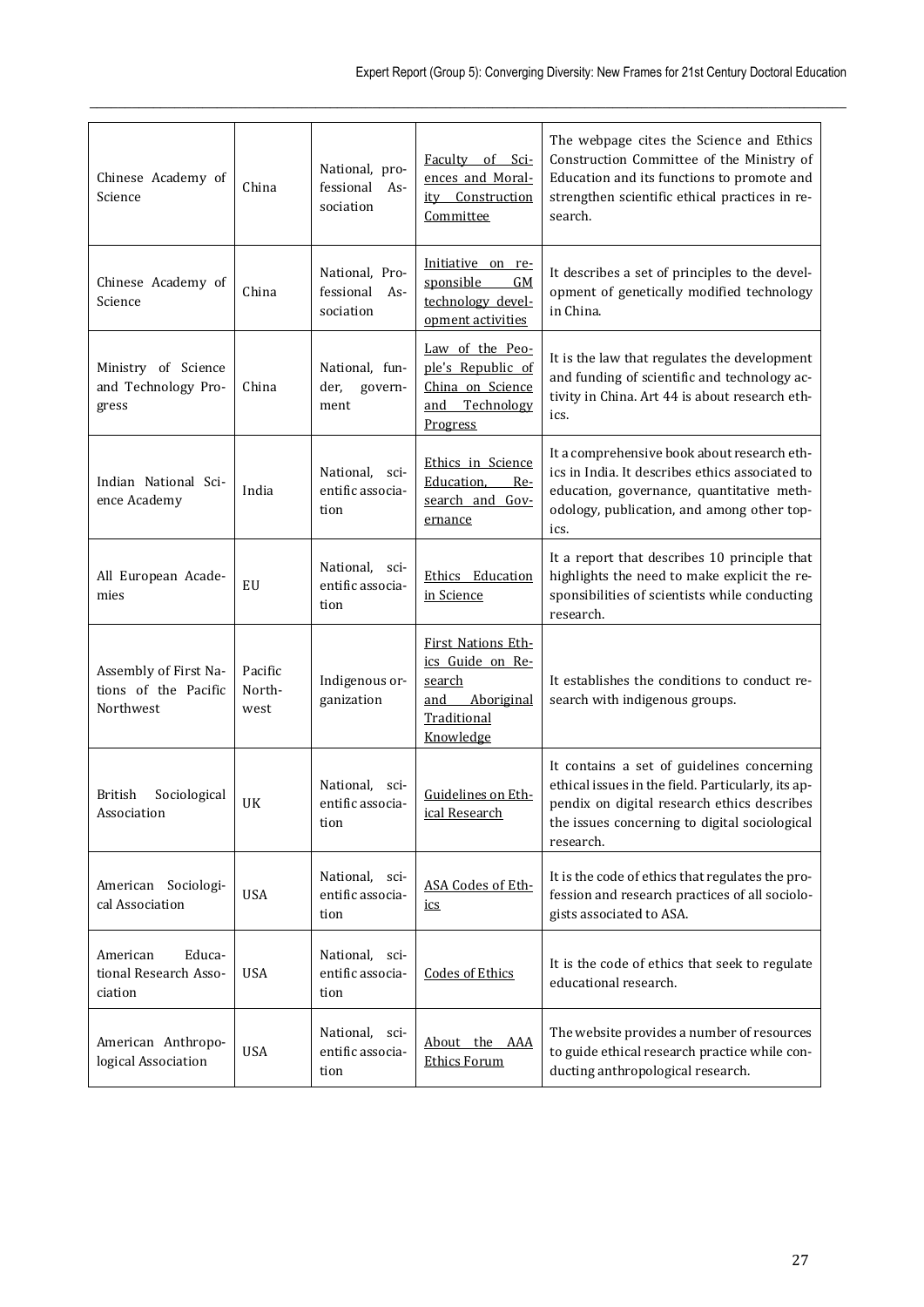| Chinese Academy of Science | China | National, professional Association | Faculty of Sciences and Morality Construction Committee | The webpage cites the Science and Ethics Construction Committee of the Ministry of Education and its functions to promote and strengthen scientific ethical practices in research. |
|---|---|---|---|---|
| Chinese Academy of Science | China | National, Professional Association | Initiative on responsible GM technology development activities | It describes a set of principles to the development of genetically modified technology in China. |
| Ministry of Science and Technology Progress | China | National, funder, government | Law of the People's Republic of China on Science and Technology Progress | It is the law that regulates the development and funding of scientific and technology activity in China. Art 44 is about research ethics. |
| Indian National Science Academy | India | National, scientific association | Ethics in Science Education, Research and Governance | It a comprehensive book about research ethics in India. It describes ethics associated to education, governance, quantitative methodology, publication, and among other topics. |
| All European Academies | EU | National, scientific association | Ethics Education in Science | It a report that describes 10 principle that highlights the need to make explicit the responsibilities of scientists while conducting research. |
| Assembly of First Nations of the Pacific Northwest | Pacific North-west | Indigenous organization | First Nations Ethics Guide on Research and Aboriginal Traditional Knowledge | It establishes the conditions to conduct research with indigenous groups. |
| British Sociological Association | UK | National, scientific association | Guidelines on Ethical Research | It contains a set of guidelines concerning ethical issues in the field. Particularly, its appendix on digital research ethics describes the issues concerning to digital sociological research. |
| American Sociological Association | USA | National, scientific association | ASA Codes of Ethics | It is the code of ethics that regulates the profession and research practices of all sociologists associated to ASA. |
| American Educational Research Association | USA | National, scientific association | Codes of Ethics | It is the code of ethics that seek to regulate educational research. |
| American Anthropological Association | USA | National, scientific association | About the AAA Ethics Forum | The website provides a number of resources to guide ethical research practice while conducting anthropological research. |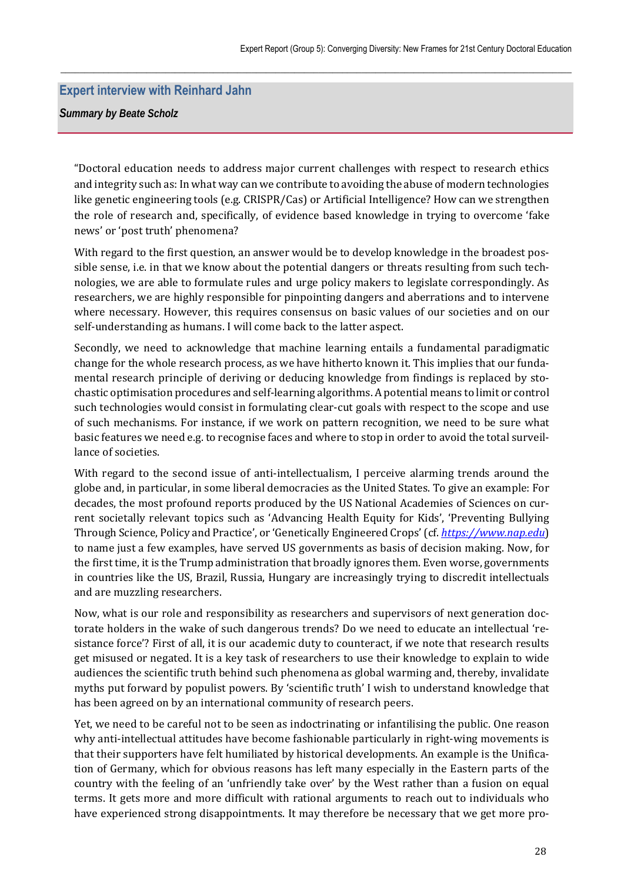## Expert interview with Reinhard Jahn

***Summary by Beate Scholz***

"Doctoral education needs to address major current challenges with respect to research ethics and integrity such as: In what way can we contribute to avoiding the abuse of modern technologies like genetic engineering tools (e.g. CRISPR/Cas) or Artificial Intelligence? How can we strengthen the role of research and, specifically, of evidence based knowledge in trying to overcome 'fake news' or 'post truth' phenomena?

With regard to the first question, an answer would be to develop knowledge in the broadest possible sense, i.e. in that we know about the potential dangers or threats resulting from such technologies, we are able to formulate rules and urge policy makers to legislate correspondingly. As researchers, we are highly responsible for pinpointing dangers and aberrations and to intervene where necessary. However, this requires consensus on basic values of our societies and on our self-understanding as humans. I will come back to the latter aspect.

Secondly, we need to acknowledge that machine learning entails a fundamental paradigmatic change for the whole research process, as we have hitherto known it. This implies that our fundamental research principle of deriving or deducing knowledge from findings is replaced by stochastic optimisation procedures and self-learning algorithms. A potential means to limit or control such technologies would consist in formulating clear-cut goals with respect to the scope and use of such mechanisms. For instance, if we work on pattern recognition, we need to be sure what basic features we need e.g. to recognise faces and where to stop in order to avoid the total surveillance of societies.

With regard to the second issue of anti-intellectualism, I perceive alarming trends around the globe and, in particular, in some liberal democracies as the United States. To give an example: For decades, the most profound reports produced by the US National Academies of Sciences on current societally relevant topics such as 'Advancing Health Equity for Kids', 'Preventing Bullying Through Science, Policy and Practice', or 'Genetically Engineered Crops' (cf. *https://www.nap.edu*) to name just a few examples, have served US governments as basis of decision making. Now, for the first time, it is the Trump administration that broadly ignores them. Even worse, governments in countries like the US, Brazil, Russia, Hungary are increasingly trying to discredit intellectuals and are muzzling researchers.

Now, what is our role and responsibility as researchers and supervisors of next generation doctorate holders in the wake of such dangerous trends? Do we need to educate an intellectual 'resistance force'? First of all, it is our academic duty to counteract, if we note that research results get misused or negated. It is a key task of researchers to use their knowledge to explain to wide audiences the scientific truth behind such phenomena as global warming and, thereby, invalidate myths put forward by populist powers. By 'scientific truth' I wish to understand knowledge that has been agreed on by an international community of research peers.

Yet, we need to be careful not to be seen as indoctrinating or infantilising the public. One reason why anti-intellectual attitudes have become fashionable particularly in right-wing movements is that their supporters have felt humiliated by historical developments. An example is the Unification of Germany, which for obvious reasons has left many especially in the Eastern parts of the country with the feeling of an 'unfriendly take over' by the West rather than a fusion on equal terms. It gets more and more difficult with rational arguments to reach out to individuals who have experienced strong disappointments. It may therefore be necessary that we get more pro-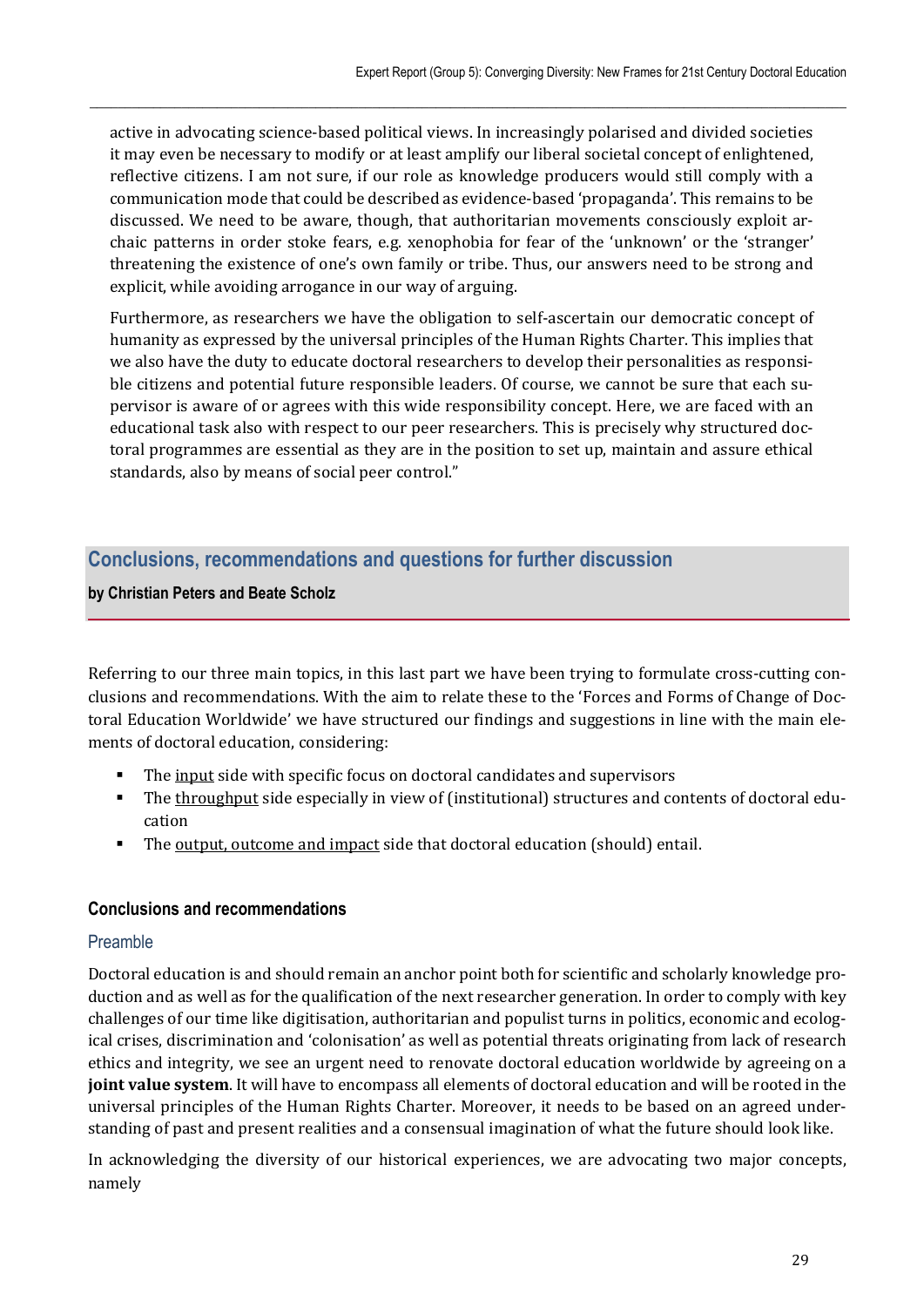active in advocating science-based political views. In increasingly polarised and divided societies it may even be necessary to modify or at least amplify our liberal societal concept of enlightened, reflective citizens. I am not sure, if our role as knowledge producers would still comply with a communication mode that could be described as evidence-based 'propaganda'. This remains to be discussed. We need to be aware, though, that authoritarian movements consciously exploit archaic patterns in order stoke fears, e.g. xenophobia for fear of the 'unknown' or the 'stranger' threatening the existence of one's own family or tribe. Thus, our answers need to be strong and explicit, while avoiding arrogance in our way of arguing.

Furthermore, as researchers we have the obligation to self-ascertain our democratic concept of humanity as expressed by the universal principles of the Human Rights Charter. This implies that we also have the duty to educate doctoral researchers to develop their personalities as responsible citizens and potential future responsible leaders. Of course, we cannot be sure that each supervisor is aware of or agrees with this wide responsibility concept. Here, we are faced with an educational task also with respect to our peer researchers. This is precisely why structured doctoral programmes are essential as they are in the position to set up, maintain and assure ethical standards, also by means of social peer control."

## Conclusions, recommendations and questions for further discussion

**by Christian Peters and Beate Scholz**

Referring to our three main topics, in this last part we have been trying to formulate cross-cutting conclusions and recommendations. With the aim to relate these to the 'Forces and Forms of Change of Doctoral Education Worldwide' we have structured our findings and suggestions in line with the main elements of doctoral education, considering:

- The input side with specific focus on doctoral candidates and supervisors
- The throughput side especially in view of (institutional) structures and contents of doctoral education
- The output, outcome and impact side that doctoral education (should) entail.

### Conclusions and recommendations

#### Preamble

Doctoral education is and should remain an anchor point both for scientific and scholarly knowledge production and as well as for the qualification of the next researcher generation. In order to comply with key challenges of our time like digitisation, authoritarian and populist turns in politics, economic and ecological crises, discrimination and 'colonisation' as well as potential threats originating from lack of research ethics and integrity, we see an urgent need to renovate doctoral education worldwide by agreeing on a **joint value system**. It will have to encompass all elements of doctoral education and will be rooted in the universal principles of the Human Rights Charter. Moreover, it needs to be based on an agreed understanding of past and present realities and a consensual imagination of what the future should look like.

In acknowledging the diversity of our historical experiences, we are advocating two major concepts, namely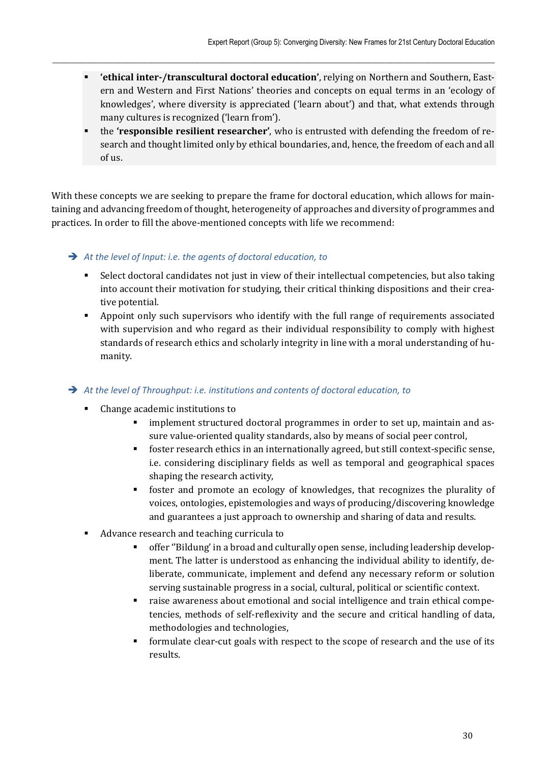- **'ethical inter-/transcultural doctoral education'**, relying on Northern and Southern, Eastern and Western and First Nations' theories and concepts on equal terms in an 'ecology of knowledges', where diversity is appreciated ('learn about') and that, what extends through many cultures is recognized ('learn from').
- the **'responsible resilient researcher'**, who is entrusted with defending the freedom of research and thought limited only by ethical boundaries, and, hence, the freedom of each and all of us.

With these concepts we are seeking to prepare the frame for doctoral education, which allows for maintaining and advancing freedom of thought, heterogeneity of approaches and diversity of programmes and practices. In order to fill the above-mentioned concepts with life we recommend:

➔ *At the level of Input: i.e. the agents of doctoral education, to*

- Select doctoral candidates not just in view of their intellectual competencies, but also taking into account their motivation for studying, their critical thinking dispositions and their creative potential.
- Appoint only such supervisors who identify with the full range of requirements associated with supervision and who regard as their individual responsibility to comply with highest standards of research ethics and scholarly integrity in line with a moral understanding of humanity.

➔ *At the level of Throughput: i.e. institutions and contents of doctoral education, to*

- Change academic institutions to
  - implement structured doctoral programmes in order to set up, maintain and assure value-oriented quality standards, also by means of social peer control,
  - foster research ethics in an internationally agreed, but still context-specific sense, i.e. considering disciplinary fields as well as temporal and geographical spaces shaping the research activity,
  - foster and promote an ecology of knowledges, that recognizes the plurality of voices, ontologies, epistemologies and ways of producing/discovering knowledge and guarantees a just approach to ownership and sharing of data and results.
- Advance research and teaching curricula to
  - offer ''Bildung' in a broad and culturally open sense, including leadership development. The latter is understood as enhancing the individual ability to identify, deliberate, communicate, implement and defend any necessary reform or solution serving sustainable progress in a social, cultural, political or scientific context.
  - raise awareness about emotional and social intelligence and train ethical competencies, methods of self-reflexivity and the secure and critical handling of data, methodologies and technologies,
  - formulate clear-cut goals with respect to the scope of research and the use of its results.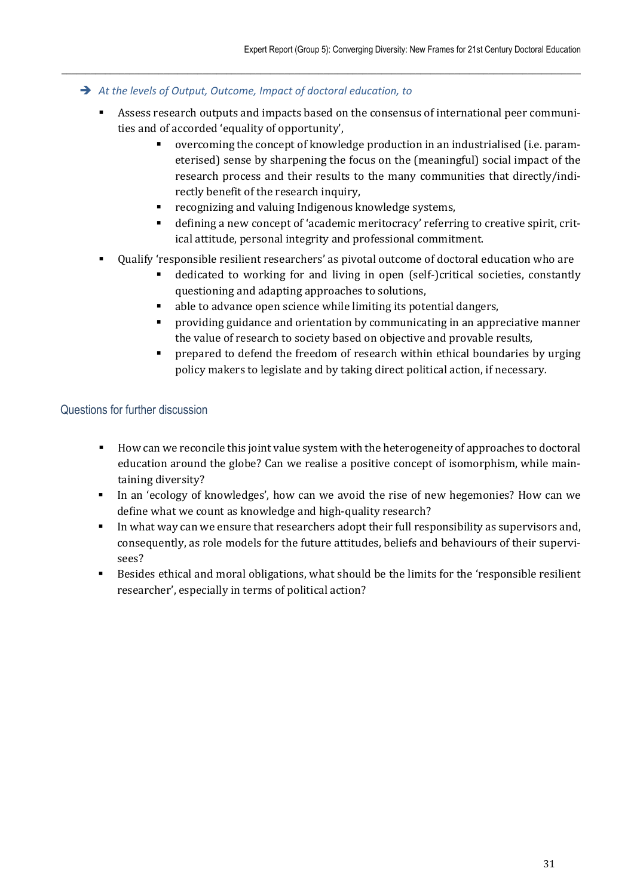➔ *At the levels of Output, Outcome, Impact of doctoral education, to*

- Assess research outputs and impacts based on the consensus of international peer communities and of accorded 'equality of opportunity',
    - overcoming the concept of knowledge production in an industrialised (i.e. parameterised) sense by sharpening the focus on the (meaningful) social impact of the research process and their results to the many communities that directly/indirectly benefit of the research inquiry,
    - recognizing and valuing Indigenous knowledge systems,
    - defining a new concept of 'academic meritocracy' referring to creative spirit, critical attitude, personal integrity and professional commitment.
- Qualify 'responsible resilient researchers' as pivotal outcome of doctoral education who are
    - dedicated to working for and living in open (self-)critical societies, constantly questioning and adapting approaches to solutions,
    - able to advance open science while limiting its potential dangers,
    - providing guidance and orientation by communicating in an appreciative manner the value of research to society based on objective and provable results,
    - prepared to defend the freedom of research within ethical boundaries by urging policy makers to legislate and by taking direct political action, if necessary.

## Questions for further discussion

- How can we reconcile this joint value system with the heterogeneity of approaches to doctoral education around the globe? Can we realise a positive concept of isomorphism, while maintaining diversity?
- In an 'ecology of knowledges', how can we avoid the rise of new hegemonies? How can we define what we count as knowledge and high-quality research?
- In what way can we ensure that researchers adopt their full responsibility as supervisors and, consequently, as role models for the future attitudes, beliefs and behaviours of their supervisees?
- Besides ethical and moral obligations, what should be the limits for the 'responsible resilient researcher', especially in terms of political action?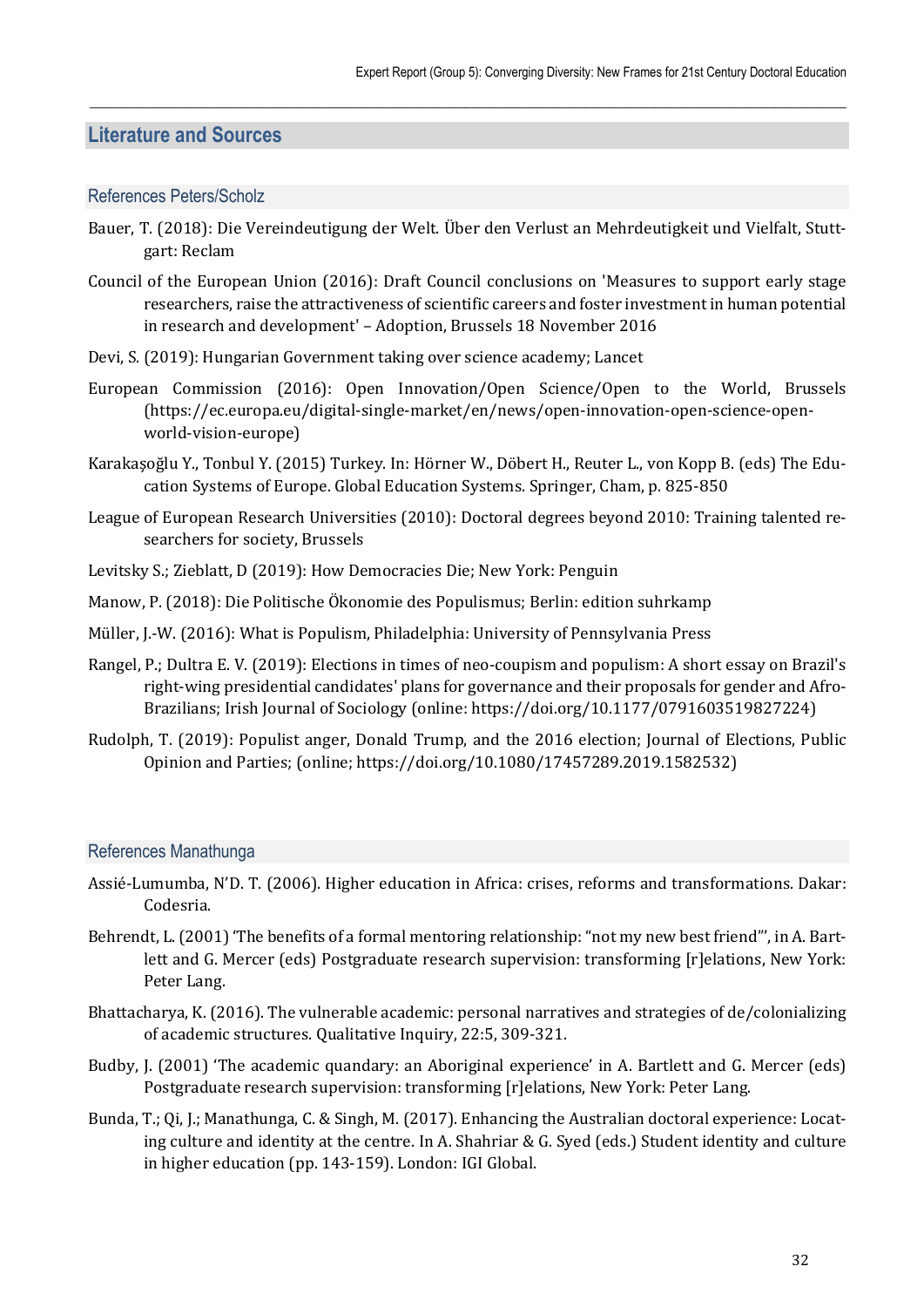## Literature and Sources

### References Peters/Scholz

Bauer, T. (2018): Die Vereindeutigung der Welt. Über den Verlust an Mehrdeutigkeit und Vielfalt, Stuttgart: Reclam

Council of the European Union (2016): Draft Council conclusions on 'Measures to support early stage researchers, raise the attractiveness of scientific careers and foster investment in human potential in research and development' – Adoption, Brussels 18 November 2016

Devi, S. (2019): Hungarian Government taking over science academy; Lancet

European Commission (2016): Open Innovation/Open Science/Open to the World, Brussels (https://ec.europa.eu/digital-single-market/en/news/open-innovation-open-science-open-world-vision-europe)

Karakaşoğlu Y., Tonbul Y. (2015) Turkey. In: Hörner W., Döbert H., Reuter L., von Kopp B. (eds) The Education Systems of Europe. Global Education Systems. Springer, Cham, p. 825-850

League of European Research Universities (2010): Doctoral degrees beyond 2010: Training talented researchers for society, Brussels

Levitsky S.; Zieblatt, D (2019): How Democracies Die; New York: Penguin

Manow, P. (2018): Die Politische Ökonomie des Populismus; Berlin: edition suhrkamp

Müller, J.-W. (2016): What is Populism, Philadelphia: University of Pennsylvania Press

Rangel, P.; Dultra E. V. (2019): Elections in times of neo-coupism and populism: A short essay on Brazil's right-wing presidential candidates' plans for governance and their proposals for gender and Afro-Brazilians; Irish Journal of Sociology (online: https://doi.org/10.1177/0791603519827224)

Rudolph, T. (2019): Populist anger, Donald Trump, and the 2016 election; Journal of Elections, Public Opinion and Parties; (online; https://doi.org/10.1080/17457289.2019.1582532)

### References Manathunga

Assié-Lumumba, N'D. T. (2006). Higher education in Africa: crises, reforms and transformations. Dakar: Codesria.

Behrendt, L. (2001) 'The benefits of a formal mentoring relationship: "not my new best friend"', in A. Bartlett and G. Mercer (eds) Postgraduate research supervision: transforming [r]elations, New York: Peter Lang.

Bhattacharya, K. (2016). The vulnerable academic: personal narratives and strategies of de/colonializing of academic structures. Qualitative Inquiry, 22:5, 309-321.

Budby, J. (2001) 'The academic quandary: an Aboriginal experience' in A. Bartlett and G. Mercer (eds) Postgraduate research supervision: transforming [r]elations, New York: Peter Lang.

Bunda, T.; Qi, J.; Manathunga, C. & Singh, M. (2017). Enhancing the Australian doctoral experience: Locating culture and identity at the centre. In A. Shahriar & G. Syed (eds.) Student identity and culture in higher education (pp. 143-159). London: IGI Global.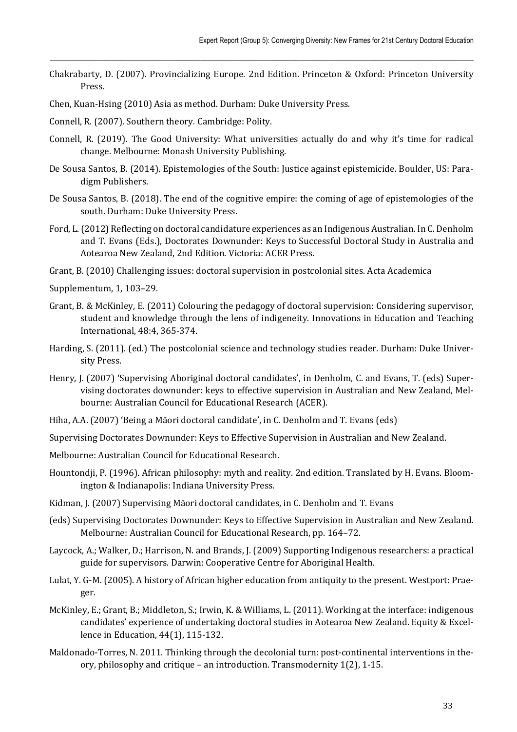Chakrabarty, D. (2007). Provincializing Europe. 2nd Edition. Princeton & Oxford: Princeton University Press.

Chen, Kuan-Hsing (2010) Asia as method. Durham: Duke University Press.

Connell, R. (2007). Southern theory. Cambridge: Polity.

Connell, R. (2019). The Good University: What universities actually do and why it's time for radical change. Melbourne: Monash University Publishing.

De Sousa Santos, B. (2014). Epistemologies of the South: Justice against epistemicide. Boulder, US: Paradigm Publishers.

De Sousa Santos, B. (2018). The end of the cognitive empire: the coming of age of epistemologies of the south. Durham: Duke University Press.

Ford, L. (2012) Reflecting on doctoral candidature experiences as an Indigenous Australian. In C. Denholm and T. Evans (Eds.), Doctorates Downunder: Keys to Successful Doctoral Study in Australia and Aotearoa New Zealand, 2nd Edition. Victoria: ACER Press.

Grant, B. (2010) Challenging issues: doctoral supervision in postcolonial sites. Acta Academica

Supplementum, 1, 103–29.

Grant, B. & McKinley, E. (2011) Colouring the pedagogy of doctoral supervision: Considering supervisor, student and knowledge through the lens of indigeneity. Innovations in Education and Teaching International, 48:4, 365-374.

Harding, S. (2011). (ed.) The postcolonial science and technology studies reader. Durham: Duke University Press.

Henry, J. (2007) 'Supervising Aboriginal doctoral candidates', in Denholm, C. and Evans, T. (eds) Supervising doctorates downunder: keys to effective supervision in Australian and New Zealand, Melbourne: Australian Council for Educational Research (ACER).

Hiha, A.A. (2007) 'Being a Māori doctoral candidate', in C. Denholm and T. Evans (eds)

Supervising Doctorates Downunder: Keys to Effective Supervision in Australian and New Zealand.

Melbourne: Australian Council for Educational Research.

Hountondji, P. (1996). African philosophy: myth and reality. 2nd edition. Translated by H. Evans. Bloomington & Indianapolis: Indiana University Press.

Kidman, J. (2007) Supervising Māori doctoral candidates, in C. Denholm and T. Evans

(eds) Supervising Doctorates Downunder: Keys to Effective Supervision in Australian and New Zealand. Melbourne: Australian Council for Educational Research, pp. 164–72.

Laycock, A.; Walker, D.; Harrison, N. and Brands, J. (2009) Supporting Indigenous researchers: a practical guide for supervisors. Darwin: Cooperative Centre for Aboriginal Health.

Lulat, Y. G-M. (2005). A history of African higher education from antiquity to the present. Westport: Praeger.

McKinley, E.; Grant, B.; Middleton, S.; Irwin, K. & Williams, L. (2011). Working at the interface: indigenous candidates' experience of undertaking doctoral studies in Aotearoa New Zealand. Equity & Excellence in Education, 44(1), 115-132.

Maldonado-Torres, N. 2011. Thinking through the decolonial turn: post-continental interventions in theory, philosophy and critique – an introduction. Transmodernity 1(2), 1-15.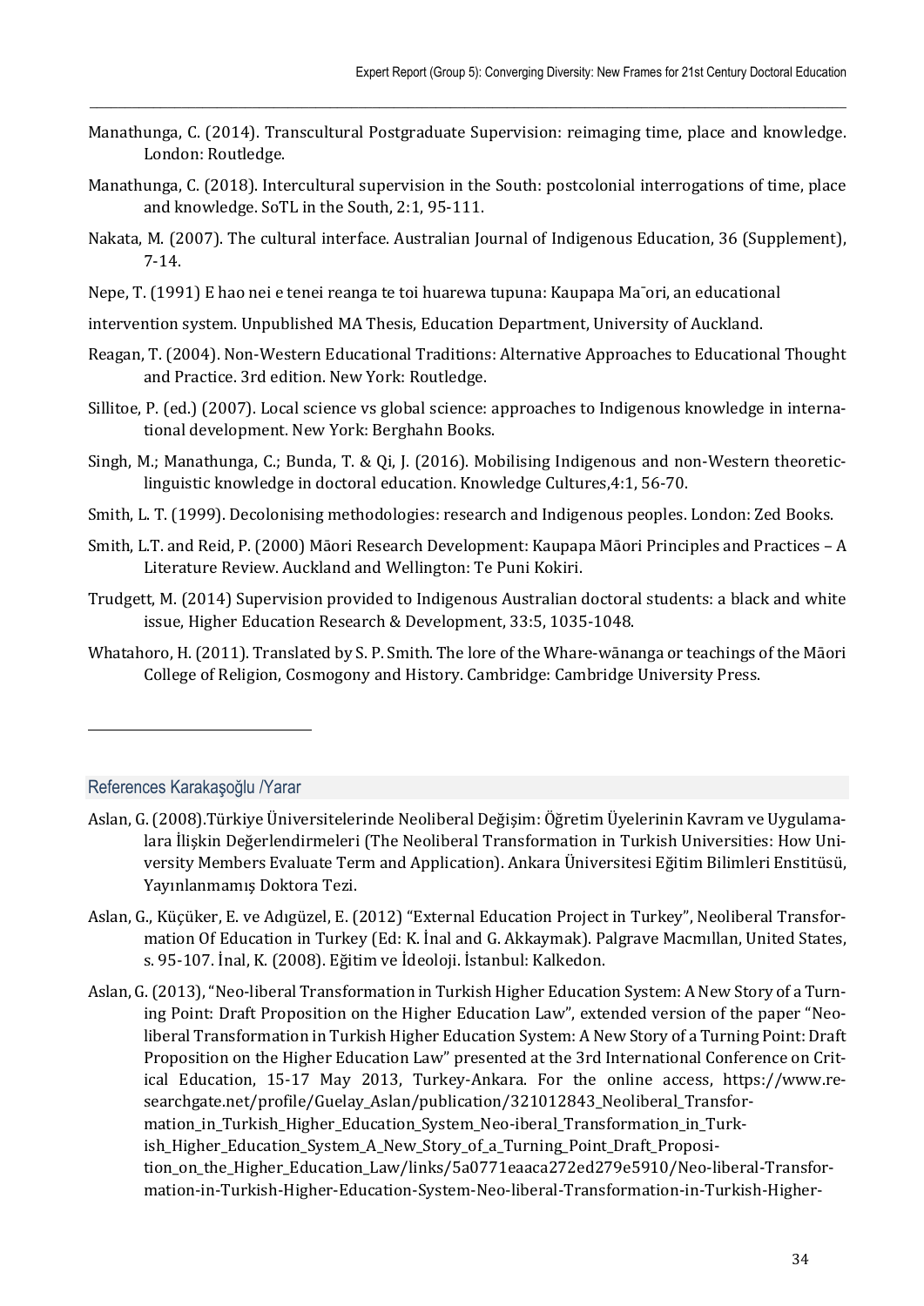Manathunga, C. (2014). Transcultural Postgraduate Supervision: reimaging time, place and knowledge. London: Routledge.

Manathunga, C. (2018). Intercultural supervision in the South: postcolonial interrogations of time, place and knowledge. SoTL in the South, 2:1, 95-111.

Nakata, M. (2007). The cultural interface. Australian Journal of Indigenous Education, 36 (Supplement), 7-14.

Nepe, T. (1991) E hao nei e tenei reanga te toi huarewa tupuna: Kaupapa Ma¯ori, an educational

intervention system. Unpublished MA Thesis, Education Department, University of Auckland.

Reagan, T. (2004). Non-Western Educational Traditions: Alternative Approaches to Educational Thought and Practice. 3rd edition. New York: Routledge.

Sillitoe, P. (ed.) (2007). Local science vs global science: approaches to Indigenous knowledge in international development. New York: Berghahn Books.

Singh, M.; Manathunga, C.; Bunda, T. & Qi, J. (2016). Mobilising Indigenous and non-Western theoretic-linguistic knowledge in doctoral education. Knowledge Cultures,4:1, 56-70.

Smith, L. T. (1999). Decolonising methodologies: research and Indigenous peoples. London: Zed Books.

Smith, L.T. and Reid, P. (2000) Māori Research Development: Kaupapa Māori Principles and Practices – A Literature Review. Auckland and Wellington: Te Puni Kokiri.

Trudgett, M. (2014) Supervision provided to Indigenous Australian doctoral students: a black and white issue, Higher Education Research & Development, 33:5, 1035-1048.

Whatahoro, H. (2011). Translated by S. P. Smith. The lore of the Whare-wānanga or teachings of the Māori College of Religion, Cosmogony and History. Cambridge: Cambridge University Press.

## References Karakaşoğlu /Yarar

Aslan, G. (2008).Türkiye Üniversitelerinde Neoliberal Değişim: Öğretim Üyelerinin Kavram ve Uygulamalara İlişkin Değerlendirmeleri (The Neoliberal Transformation in Turkish Universities: How University Members Evaluate Term and Application). Ankara Üniversitesi Eğitim Bilimleri Enstitüsü, Yayınlanmamış Doktora Tezi.

Aslan, G., Küçüker, E. ve Adıgüzel, E. (2012) "External Education Project in Turkey", Neoliberal Transformation Of Education in Turkey (Ed: K. İnal and G. Akkaymak). Palgrave Macmıllan, United States, s. 95-107. İnal, K. (2008). Eğitim ve İdeoloji. İstanbul: Kalkedon.

Aslan, G. (2013), "Neo-liberal Transformation in Turkish Higher Education System: A New Story of a Turning Point: Draft Proposition on the Higher Education Law", extended version of the paper "Neo-liberal Transformation in Turkish Higher Education System: A New Story of a Turning Point: Draft Proposition on the Higher Education Law" presented at the 3rd International Conference on Critical Education, 15-17 May 2013, Turkey-Ankara. For the online access, https://www.researchgate.net/profile/Guelay_Aslan/publication/321012843_Neoliberal_Transformation_in_Turkish_Higher_Education_System_Neo-iberal_Transformation_in_Turkish_Higher_Education_System_A_New_Story_of_a_Turning_Point_Draft_Proposition_on_the_Higher_Education_Law/links/5a0771eaaca272ed279e5910/Neo-liberal-Transformation-in-Turkish-Higher-Education-System-Neo-liberal-Transformation-in-Turkish-Higher-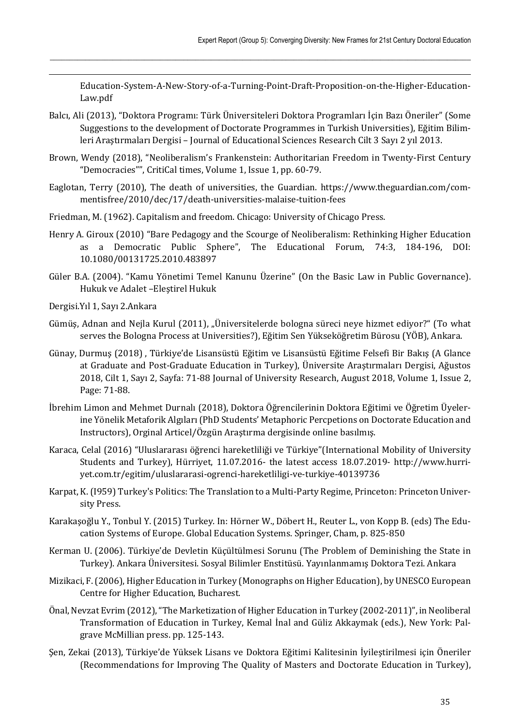Education-System-A-New-Story-of-a-Turning-Point-Draft-Proposition-on-the-Higher-Education-Law.pdf

Balcı, Ali (2013), "Doktora Programı: Türk Üniversiteleri Doktora Programları İçin Bazı Öneriler" (Some Suggestions to the development of Doctorate Programmes in Turkish Universities), Eğitim Bilimleri Araştırmaları Dergisi – Journal of Educational Sciences Research Cilt 3 Sayı 2 yıl 2013.

Brown, Wendy (2018), "Neoliberalism's Frankenstein: Authoritarian Freedom in Twenty-First Century "Democracies"", CritiCal times, Volume 1, Issue 1, pp. 60-79.

Eaglotan, Terry (2010), The death of universities, the Guardian. https://www.theguardian.com/commentisfree/2010/dec/17/death-universities-malaise-tuition-fees

Friedman, M. (1962). Capitalism and freedom. Chicago: University of Chicago Press.

Henry A. Giroux (2010) "Bare Pedagogy and the Scourge of Neoliberalism: Rethinking Higher Education as a Democratic Public Sphere", The Educational Forum, 74:3, 184-196, DOI: 10.1080/00131725.2010.483897

Güler B.A. (2004). "Kamu Yönetimi Temel Kanunu Üzerine" (On the Basic Law in Public Governance). Hukuk ve Adalet –Eleştirel Hukuk

Dergisi.Yıl 1, Sayı 2.Ankara

Gümüş, Adnan and Nejla Kurul (2011), „Üniversitelerde bologna süreci neye hizmet ediyor?" (To what serves the Bologna Process at Universities?), Eğitim Sen Yükseköğretim Bürosu (YÖB), Ankara.

Günay, Durmuş (2018) , Türkiye'de Lisansüstü Eğitim ve Lisansüstü Eğitime Felsefi Bir Bakış (A Glance at Graduate and Post-Graduate Education in Turkey), Üniversite Araştırmaları Dergisi, Ağustos 2018, Cilt 1, Sayı 2, Sayfa: 71-88 Journal of University Research, August 2018, Volume 1, Issue 2, Page: 71-88.

İbrehim Limon and Mehmet Durnalı (2018), Doktora Öğrencilerinin Doktora Eğitimi ve Öğretim Üyelerine Yönelik Metaforik Algıları (PhD Students' Metaphoric Percpetions on Doctorate Education and Instructors), Orginal Articel/Özgün Araştırma dergisinde online basılmış.

Karaca, Celal (2016) "Uluslararası öğrenci hareketliliği ve Türkiye"(International Mobility of University Students and Turkey), Hürriyet, 11.07.2016- the latest access 18.07.2019- http://www.hurriyet.com.tr/egitim/uluslararasi-ogrenci-hareketliligi-ve-turkiye-40139736

Karpat, K. (I959) Turkey's Politics: The Translation to a Multi-Party Regime, Princeton: Princeton University Press.

Karakaşoğlu Y., Tonbul Y. (2015) Turkey. In: Hörner W., Döbert H., Reuter L., von Kopp B. (eds) The Education Systems of Europe. Global Education Systems. Springer, Cham, p. 825-850

Kerman U. (2006). Türkiye'de Devletin Küçültülmesi Sorunu (The Problem of Deminishing the State in Turkey). Ankara Üniversitesi. Sosyal Bilimler Enstitüsü. Yayınlanmamış Doktora Tezi. Ankara

Mizikaci, F. (2006), Higher Education in Turkey (Monographs on Higher Education), by UNESCO European Centre for Higher Education, Bucharest.

Önal, Nevzat Evrim (2012), "The Marketization of Higher Education in Turkey (2002-2011)", in Neoliberal Transformation of Education in Turkey, Kemal İnal and Güliz Akkaymak (eds.), New York: Palgrave McMillian press. pp. 125-143.

Şen, Zekai (2013), Türkiye'de Yüksek Lisans ve Doktora Eğitimi Kalitesinin İyileştirilmesi için Öneriler (Recommendations for Improving The Quality of Masters and Doctorate Education in Turkey),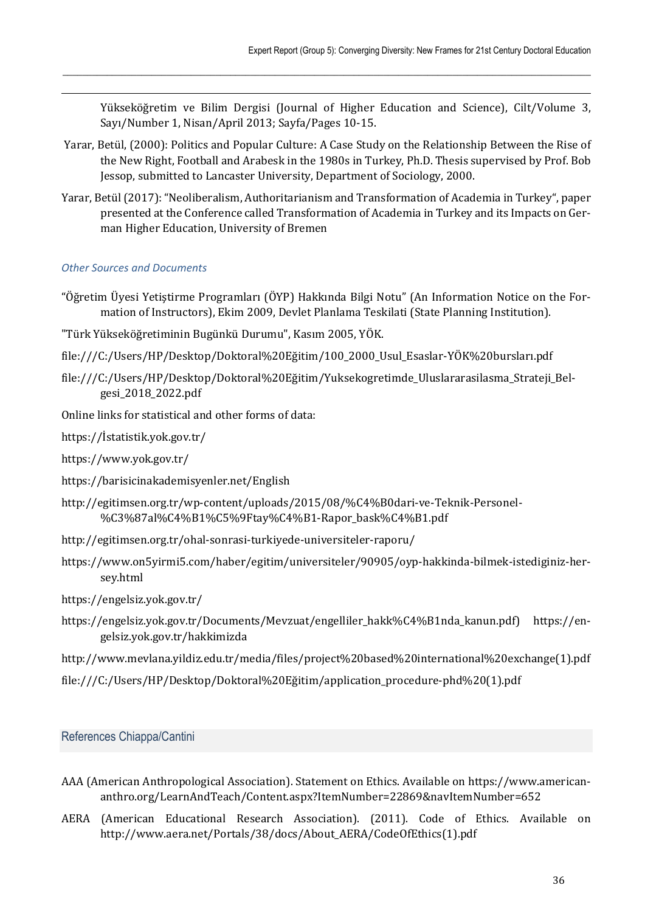Yükseköğretim ve Bilim Dergisi (Journal of Higher Education and Science), Cilt/Volume 3, Sayı/Number 1, Nisan/April 2013; Sayfa/Pages 10-15.

Yarar, Betül, (2000): Politics and Popular Culture: A Case Study on the Relationship Between the Rise of the New Right, Football and Arabesk in the 1980s in Turkey, Ph.D. Thesis supervised by Prof. Bob Jessop, submitted to Lancaster University, Department of Sociology, 2000.

Yarar, Betül (2017): "Neoliberalism, Authoritarianism and Transformation of Academia in Turkey", paper presented at the Conference called Transformation of Academia in Turkey and its Impacts on German Higher Education, University of Bremen

*Other Sources and Documents*

"Öğretim Üyesi Yetiştirme Programları (ÖYP) Hakkında Bilgi Notu" (An Information Notice on the Formation of Instructors), Ekim 2009, Devlet Planlama Teskilati (State Planning Institution).

"Türk Yükseköğretiminin Bugünkü Durumu", Kasım 2005, YÖK.

file:///C:/Users/HP/Desktop/Doktoral%20Eğitim/100_2000_Usul_Esaslar-YÖK%20bursları.pdf

file:///C:/Users/HP/Desktop/Doktoral%20Eğitim/Yuksekogretimde_Uluslararasilasma_Strateji_Belgesi_2018_2022.pdf

Online links for statistical and other forms of data:

https://İstatistik.yok.gov.tr/

https://www.yok.gov.tr/

https://barisicinakademisyenler.net/English

http://egitimsen.org.tr/wp-content/uploads/2015/08/%C4%B0dari-ve-Teknik-Personel-%C3%87al%C4%B1%C5%9Ftay%C4%B1-Rapor_bask%C4%B1.pdf

http://egitimsen.org.tr/ohal-sonrasi-turkiyede-universiteler-raporu/

https://www.on5yirmi5.com/haber/egitim/universiteler/90905/oyp-hakkinda-bilmek-istediginiz-her-sey.html

https://engelsiz.yok.gov.tr/

https://engelsiz.yok.gov.tr/Documents/Mevzuat/engelliler_hakk%C4%B1nda_kanun.pdf) https://engelsiz.yok.gov.tr/hakkimizda

http://www.mevlana.yildiz.edu.tr/media/files/project%20based%20international%20exchange(1).pdf

file:///C:/Users/HP/Desktop/Doktoral%20Eğitim/application_procedure-phd%20(1).pdf

## References Chiappa/Cantini

AAA (American Anthropological Association). Statement on Ethics. Available on https://www.americananthro.org/LearnAndTeach/Content.aspx?ItemNumber=22869&navItemNumber=652

AERA (American Educational Research Association). (2011). Code of Ethics. Available on http://www.aera.net/Portals/38/docs/About_AERA/CodeOfEthics(1).pdf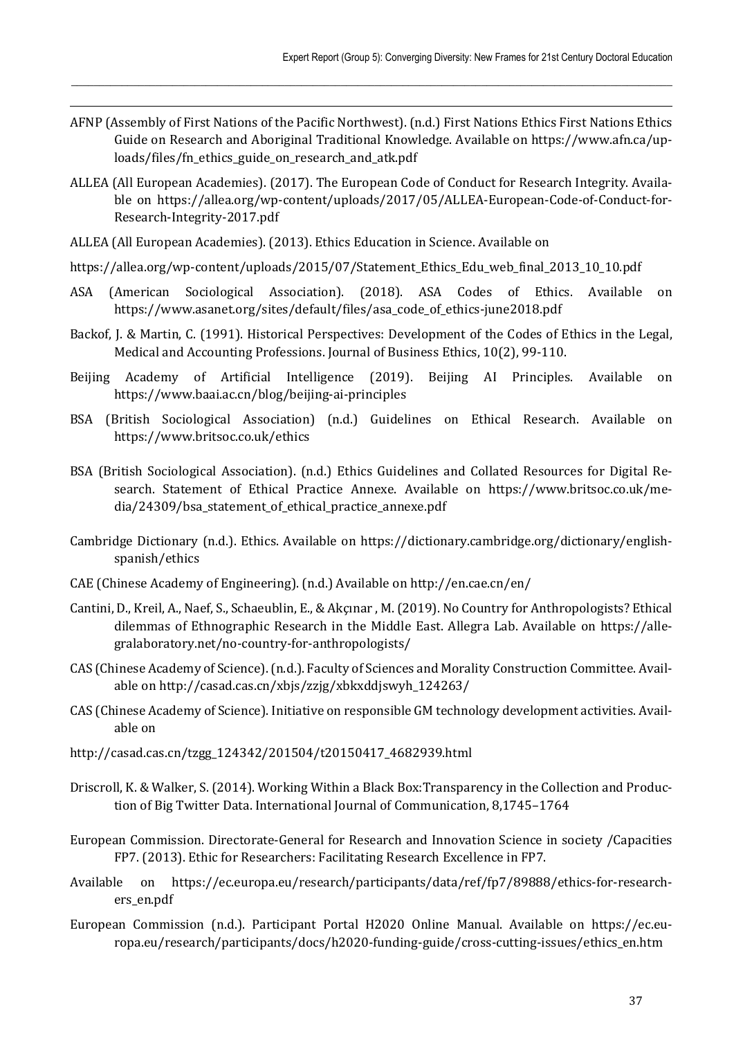AFNP (Assembly of First Nations of the Pacific Northwest). (n.d.) First Nations Ethics First Nations Ethics Guide on Research and Aboriginal Traditional Knowledge. Available on https://www.afn.ca/uploads/files/fn_ethics_guide_on_research_and_atk.pdf

ALLEA (All European Academies). (2017). The European Code of Conduct for Research Integrity. Available on https://allea.org/wp-content/uploads/2017/05/ALLEA-European-Code-of-Conduct-for-Research-Integrity-2017.pdf

ALLEA (All European Academies). (2013). Ethics Education in Science. Available on

https://allea.org/wp-content/uploads/2015/07/Statement_Ethics_Edu_web_final_2013_10_10.pdf

ASA (American Sociological Association). (2018). ASA Codes of Ethics. Available on https://www.asanet.org/sites/default/files/asa_code_of_ethics-june2018.pdf

Backof, J. & Martin, C. (1991). Historical Perspectives: Development of the Codes of Ethics in the Legal, Medical and Accounting Professions. Journal of Business Ethics, 10(2), 99-110.

Beijing Academy of Artificial Intelligence (2019). Beijing AI Principles. Available on https://www.baai.ac.cn/blog/beijing-ai-principles

BSA (British Sociological Association) (n.d.) Guidelines on Ethical Research. Available on https://www.britsoc.co.uk/ethics

BSA (British Sociological Association). (n.d.) Ethics Guidelines and Collated Resources for Digital Research. Statement of Ethical Practice Annexe. Available on https://www.britsoc.co.uk/media/24309/bsa_statement_of_ethical_practice_annexe.pdf

Cambridge Dictionary (n.d.). Ethics. Available on https://dictionary.cambridge.org/dictionary/english-spanish/ethics

CAE (Chinese Academy of Engineering). (n.d.) Available on http://en.cae.cn/en/

Cantini, D., Kreil, A., Naef, S., Schaeublin, E., & Akçınar , M. (2019). No Country for Anthropologists? Ethical dilemmas of Ethnographic Research in the Middle East. Allegra Lab. Available on https://allegralaboratory.net/no-country-for-anthropologists/

CAS (Chinese Academy of Science). (n.d.). Faculty of Sciences and Morality Construction Committee. Available on http://casad.cas.cn/xbjs/zzjg/xbkxddjswyh_124263/

CAS (Chinese Academy of Science). Initiative on responsible GM technology development activities. Available on

http://casad.cas.cn/tzgg_124342/201504/t20150417_4682939.html

Driscroll, K. & Walker, S. (2014). Working Within a Black Box:Transparency in the Collection and Production of Big Twitter Data. International Journal of Communication, 8,1745–1764

European Commission. Directorate-General for Research and Innovation Science in society /Capacities FP7. (2013). Ethic for Researchers: Facilitating Research Excellence in FP7.

Available on https://ec.europa.eu/research/participants/data/ref/fp7/89888/ethics-for-researchers_en.pdf

European Commission (n.d.). Participant Portal H2020 Online Manual. Available on https://ec.europa.eu/research/participants/docs/h2020-funding-guide/cross-cutting-issues/ethics_en.htm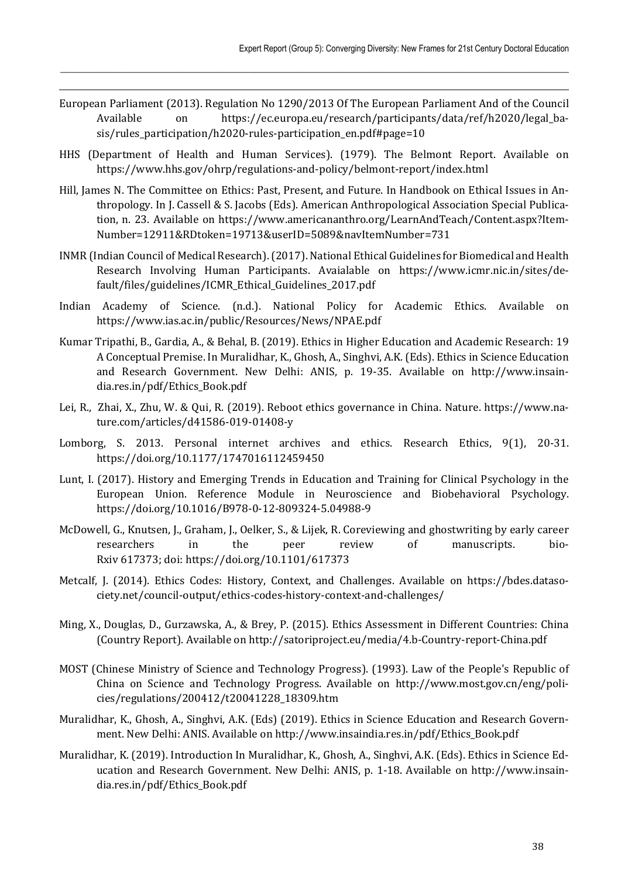European Parliament (2013). Regulation No 1290/2013 Of The European Parliament And of the Council Available on https://ec.europa.eu/research/participants/data/ref/h2020/legal_basis/rules_participation/h2020-rules-participation_en.pdf#page=10

HHS (Department of Health and Human Services). (1979). The Belmont Report. Available on https://www.hhs.gov/ohrp/regulations-and-policy/belmont-report/index.html

Hill, James N. The Committee on Ethics: Past, Present, and Future. In Handbook on Ethical Issues in Anthropology. In J. Cassell & S. Jacobs (Eds). American Anthropological Association Special Publication, n. 23. Available on https://www.americananthro.org/LearnAndTeach/Content.aspx?ItemNumber=12911&RDtoken=19713&userID=5089&navItemNumber=731

INMR (Indian Council of Medical Research). (2017). National Ethical Guidelines for Biomedical and Health Research Involving Human Participants. Avaialable on https://www.icmr.nic.in/sites/default/files/guidelines/ICMR_Ethical_Guidelines_2017.pdf

Indian Academy of Science. (n.d.). National Policy for Academic Ethics. Available on https://www.ias.ac.in/public/Resources/News/NPAE.pdf

Kumar Tripathi, B., Gardia, A., & Behal, B. (2019). Ethics in Higher Education and Academic Research: 19 A Conceptual Premise. In Muralidhar, K., Ghosh, A., Singhvi, A.K. (Eds). Ethics in Science Education and Research Government. New Delhi: ANIS, p. 19-35. Available on http://www.insaindia.res.in/pdf/Ethics_Book.pdf

Lei, R., Zhai, X., Zhu, W. & Qui, R. (2019). Reboot ethics governance in China. Nature. https://www.nature.com/articles/d41586-019-01408-y

Lomborg, S. 2013. Personal internet archives and ethics. Research Ethics, 9(1), 20-31. https://doi.org/10.1177/1747016112459450

Lunt, I. (2017). History and Emerging Trends in Education and Training for Clinical Psychology in the European Union. Reference Module in Neuroscience and Biobehavioral Psychology. https://doi.org/10.1016/B978-0-12-809324-5.04988-9

McDowell, G., Knutsen, J., Graham, J., Oelker, S., & Lijek, R. Coreviewing and ghostwriting by early career researchers in the peer review of manuscripts. bioRxiv 617373; doi: https://doi.org/10.1101/617373

Metcalf, J. (2014). Ethics Codes: History, Context, and Challenges. Available on https://bdes.datasociety.net/council-output/ethics-codes-history-context-and-challenges/

Ming, X., Douglas, D., Gurzawska, A., & Brey, P. (2015). Ethics Assessment in Different Countries: China (Country Report). Available on http://satoriproject.eu/media/4.b-Country-report-China.pdf

MOST (Chinese Ministry of Science and Technology Progress). (1993). Law of the People's Republic of China on Science and Technology Progress. Available on http://www.most.gov.cn/eng/policies/regulations/200412/t20041228_18309.htm

Muralidhar, K., Ghosh, A., Singhvi, A.K. (Eds) (2019). Ethics in Science Education and Research Government. New Delhi: ANIS. Available on http://www.insaindia.res.in/pdf/Ethics_Book.pdf

Muralidhar, K. (2019). Introduction In Muralidhar, K., Ghosh, A., Singhvi, A.K. (Eds). Ethics in Science Education and Research Government. New Delhi: ANIS, p. 1-18. Available on http://www.insaindia.res.in/pdf/Ethics_Book.pdf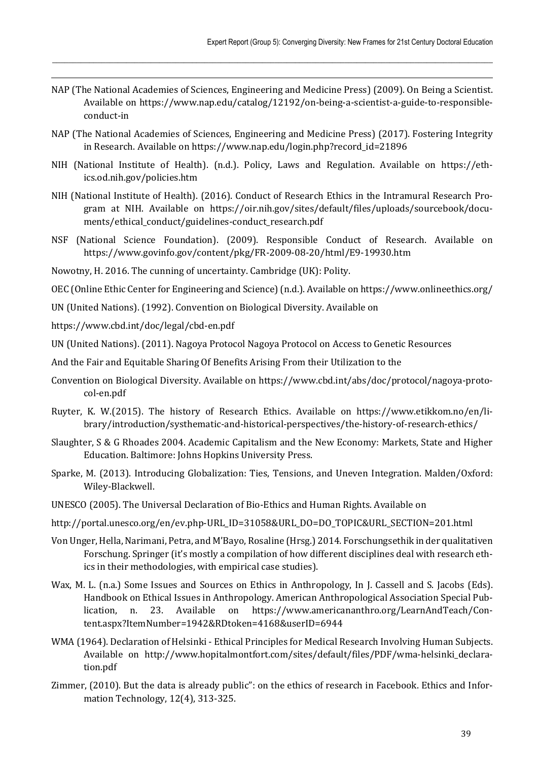NAP (The National Academies of Sciences, Engineering and Medicine Press) (2009). On Being a Scientist. Available on https://www.nap.edu/catalog/12192/on-being-a-scientist-a-guide-to-responsible-conduct-in

NAP (The National Academies of Sciences, Engineering and Medicine Press) (2017). Fostering Integrity in Research. Available on https://www.nap.edu/login.php?record_id=21896

NIH (National Institute of Health). (n.d.). Policy, Laws and Regulation. Available on https://ethics.od.nih.gov/policies.htm

NIH (National Institute of Health). (2016). Conduct of Research Ethics in the Intramural Research Program at NIH. Available on https://oir.nih.gov/sites/default/files/uploads/sourcebook/documents/ethical_conduct/guidelines-conduct_research.pdf

NSF (National Science Foundation). (2009). Responsible Conduct of Research. Available on https://www.govinfo.gov/content/pkg/FR-2009-08-20/html/E9-19930.htm

Nowotny, H. 2016. The cunning of uncertainty. Cambridge (UK): Polity.

OEC (Online Ethic Center for Engineering and Science) (n.d.). Available on https://www.onlineethics.org/

UN (United Nations). (1992). Convention on Biological Diversity. Available on

https://www.cbd.int/doc/legal/cbd-en.pdf

UN (United Nations). (2011). Nagoya Protocol Nagoya Protocol on Access to Genetic Resources

And the Fair and Equitable Sharing Of Benefits Arising From their Utilization to the

Convention on Biological Diversity. Available on https://www.cbd.int/abs/doc/protocol/nagoya-protocol-en.pdf

Ruyter, K. W.(2015). The history of Research Ethics. Available on https://www.etikkom.no/en/library/introduction/systhematic-and-historical-perspectives/the-history-of-research-ethics/

Slaughter, S & G Rhoades 2004. Academic Capitalism and the New Economy: Markets, State and Higher Education. Baltimore: Johns Hopkins University Press.

Sparke, M. (2013). Introducing Globalization: Ties, Tensions, and Uneven Integration. Malden/Oxford: Wiley-Blackwell.

UNESCO (2005). The Universal Declaration of Bio-Ethics and Human Rights. Available on

http://portal.unesco.org/en/ev.php-URL_ID=31058&URL_DO=DO_TOPIC&URL_SECTION=201.html

Von Unger, Hella, Narimani, Petra, and M'Bayo, Rosaline (Hrsg.) 2014. Forschungsethik in der qualitativen Forschung. Springer (it's mostly a compilation of how different disciplines deal with research ethics in their methodologies, with empirical case studies).

Wax, M. L. (n.a.) Some Issues and Sources on Ethics in Anthropology, In J. Cassell and S. Jacobs (Eds). Handbook on Ethical Issues in Anthropology. American Anthropological Association Special Publication, n. 23. Available on https://www.americananthro.org/LearnAndTeach/Content.aspx?ItemNumber=1942&RDtoken=4168&userID=6944

WMA (1964). Declaration of Helsinki - Ethical Principles for Medical Research Involving Human Subjects. Available on http://www.hopitalmontfort.com/sites/default/files/PDF/wma-helsinki_declaration.pdf

Zimmer, (2010). But the data is already public": on the ethics of research in Facebook. Ethics and Information Technology, 12(4), 313-325.